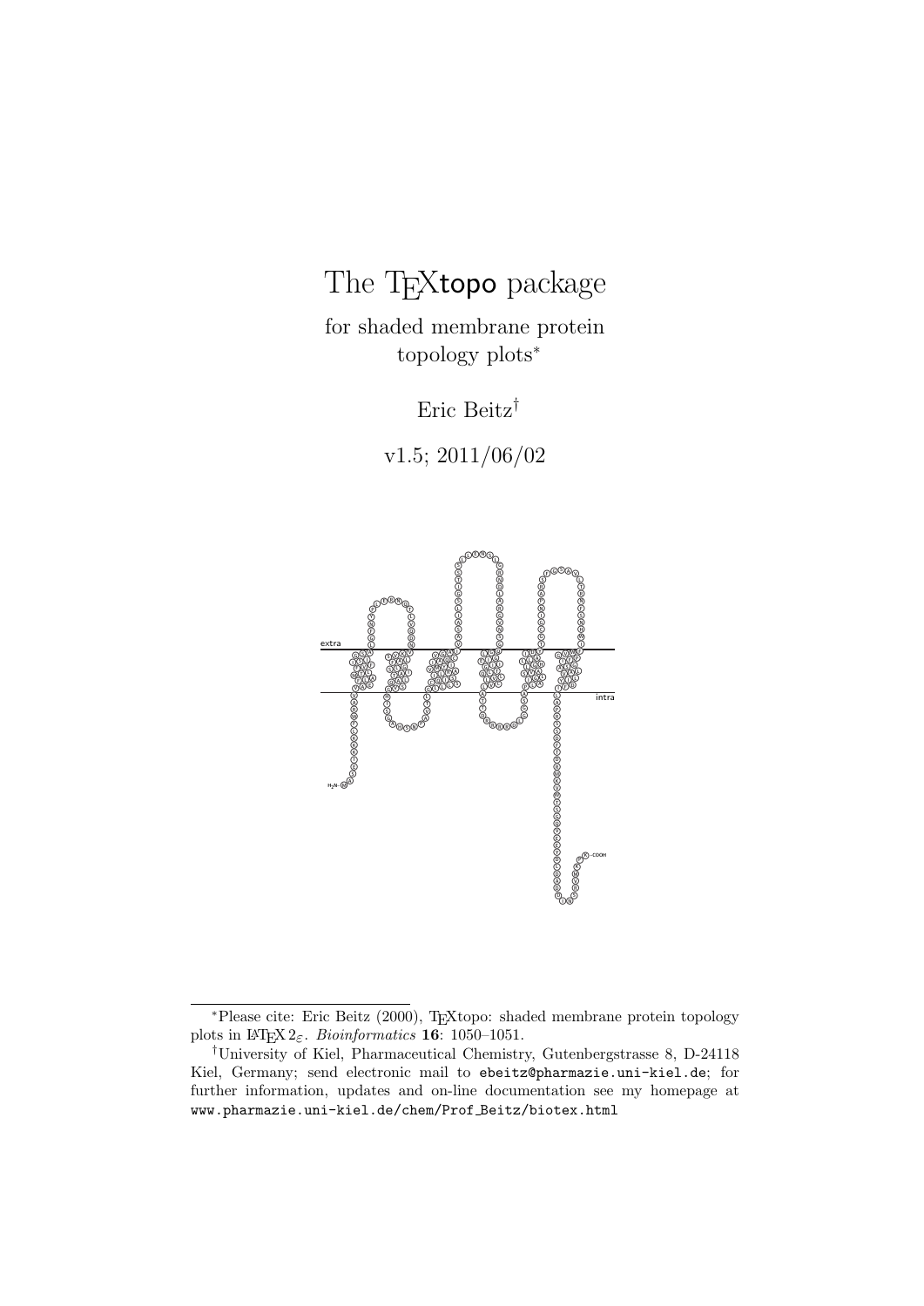# The TEXtopo package

for shaded membrane protein topology plots*

Eric Beitz†

v1.5; 2011/06/02

extra

intra

$H_2N$-

-COOH

*Please cite: Eric Beitz (2000), TEXtopo: shaded membrane protein topology plots in LATEX $2_\varepsilon$. *Bioinformatics* **16**: 1050–1051.

†University of Kiel, Pharmaceutical Chemistry, Gutenbergstrasse 8, D-24118 Kiel, Germany; send electronic mail to `ebeitz@pharmazie.uni-kiel.de`; for further information, updates and on-line documentation see my homepage at `www.pharmazie.uni-kiel.de/chem/Prof_Beitz/biotex.html`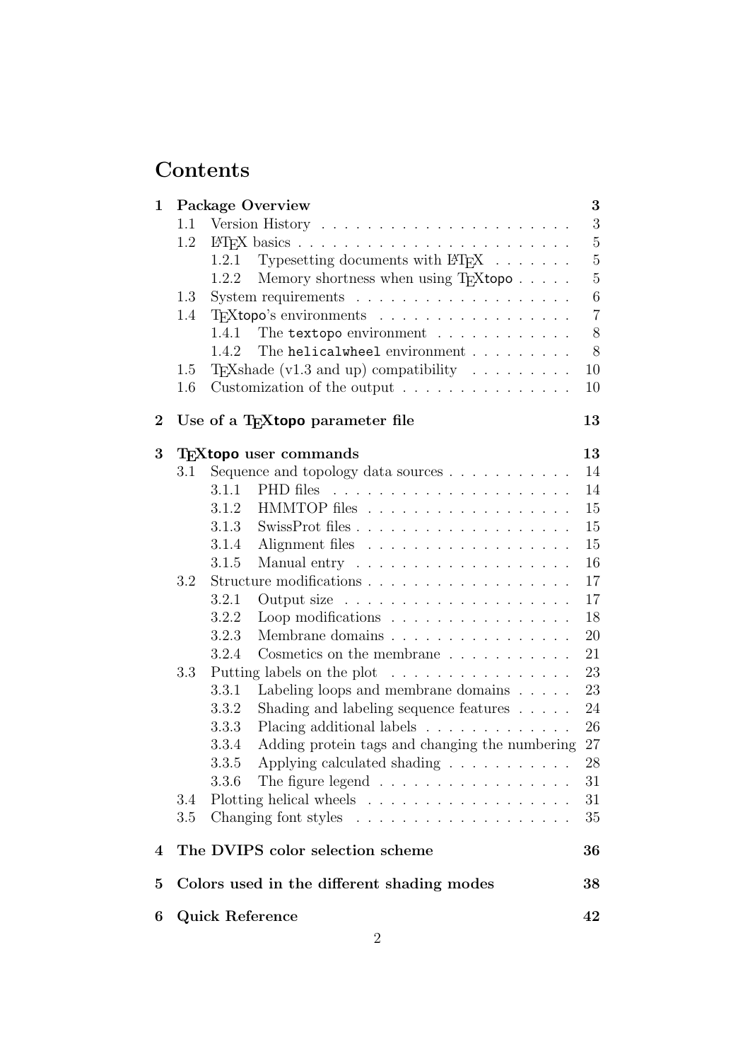# Contents

| | | | |
|---|---|---|---|
| **1** | **Package Overview** | | **3** |
| | 1.1 | Version History | 3 |
| | 1.2 | LaTeX basics | 5 |
| | | 1.2.1 Typesetting documents with LaTeX | 5 |
| | | 1.2.2 Memory shortness when using TeXtopo | 5 |
| | 1.3 | System requirements | 6 |
| | 1.4 | TeXtopo's environments | 7 |
| | | 1.4.1 The `textopo` environment | 8 |
| | | 1.4.2 The `helicalwheel` environment | 8 |
| | 1.5 | TeXshade (v1.3 and up) compatibility | 10 |
| | 1.6 | Customization of the output | 10 |
| **2** | **Use of a TeXtopo parameter file** | | **13** |
| **3** | **TeXtopo user commands** | | **13** |
| | 3.1 | Sequence and topology data sources | 14 |
| | | 3.1.1 PHD files | 14 |
| | | 3.1.2 HMMTOP files | 15 |
| | | 3.1.3 SwissProt files | 15 |
| | | 3.1.4 Alignment files | 15 |
| | | 3.1.5 Manual entry | 16 |
| | 3.2 | Structure modifications | 17 |
| | | 3.2.1 Output size | 17 |
| | | 3.2.2 Loop modifications | 18 |
| | | 3.2.3 Membrane domains | 20 |
| | | 3.2.4 Cosmetics on the membrane | 21 |
| | 3.3 | Putting labels on the plot | 23 |
| | | 3.3.1 Labeling loops and membrane domains | 23 |
| | | 3.3.2 Shading and labeling sequence features | 24 |
| | | 3.3.3 Placing additional labels | 26 |
| | | 3.3.4 Adding protein tags and changing the numbering | 27 |
| | | 3.3.5 Applying calculated shading | 28 |
| | | 3.3.6 The figure legend | 31 |
| | 3.4 | Plotting helical wheels | 31 |
| | 3.5 | Changing font styles | 35 |
| **4** | **The DVIPS color selection scheme** | | **36** |
| **5** | **Colors used in the different shading modes** | | **38** |
| **6** | **Quick Reference** | | **42** |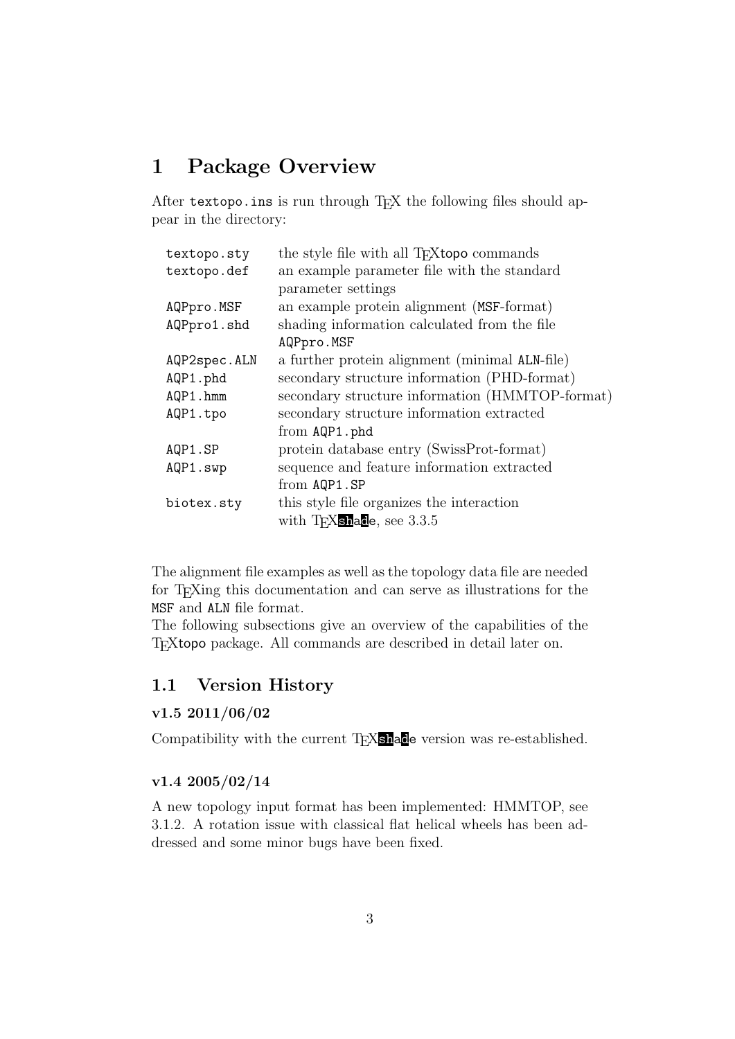# 1 Package Overview

After `textopo.ins` is run through TEX the following files should appear in the directory:

| | |
|---|---|
| `textopo.sty` | the style file with all TEXtopo commands |
| `textopo.def` | an example parameter file with the standard parameter settings |
| `AQPpro.MSF` | an example protein alignment (`MSF`-format) |
| `AQPpro1.shd` | shading information calculated from the file `AQPpro.MSF` |
| `AQP2spec.ALN` | a further protein alignment (minimal `ALN`-file) |
| `AQP1.phd` | secondary structure information (PHD-format) |
| `AQP1.hmm` | secondary structure information (HMMTOP-format) |
| `AQP1.tpo` | secondary structure information extracted from `AQP1.phd` |
| `AQP1.SP` | protein database entry (SwissProt-format) |
| `AQP1.swp` | sequence and feature information extracted from `AQP1.SP` |
| `biotex.sty` | this style file organizes the interaction with TEXshade, see 3.3.5 |

The alignment file examples as well as the topology data file are needed for TEXing this documentation and can serve as illustrations for the `MSF` and `ALN` file format.
The following subsections give an overview of the capabilities of the TEXtopo package. All commands are described in detail later on.

## 1.1 Version History

### v1.5 2011/06/02

Compatibility with the current TEXshade version was re-established.

### v1.4 2005/02/14

A new topology input format has been implemented: HMMTOP, see 3.1.2. A rotation issue with classical flat helical wheels has been addressed and some minor bugs have been fixed.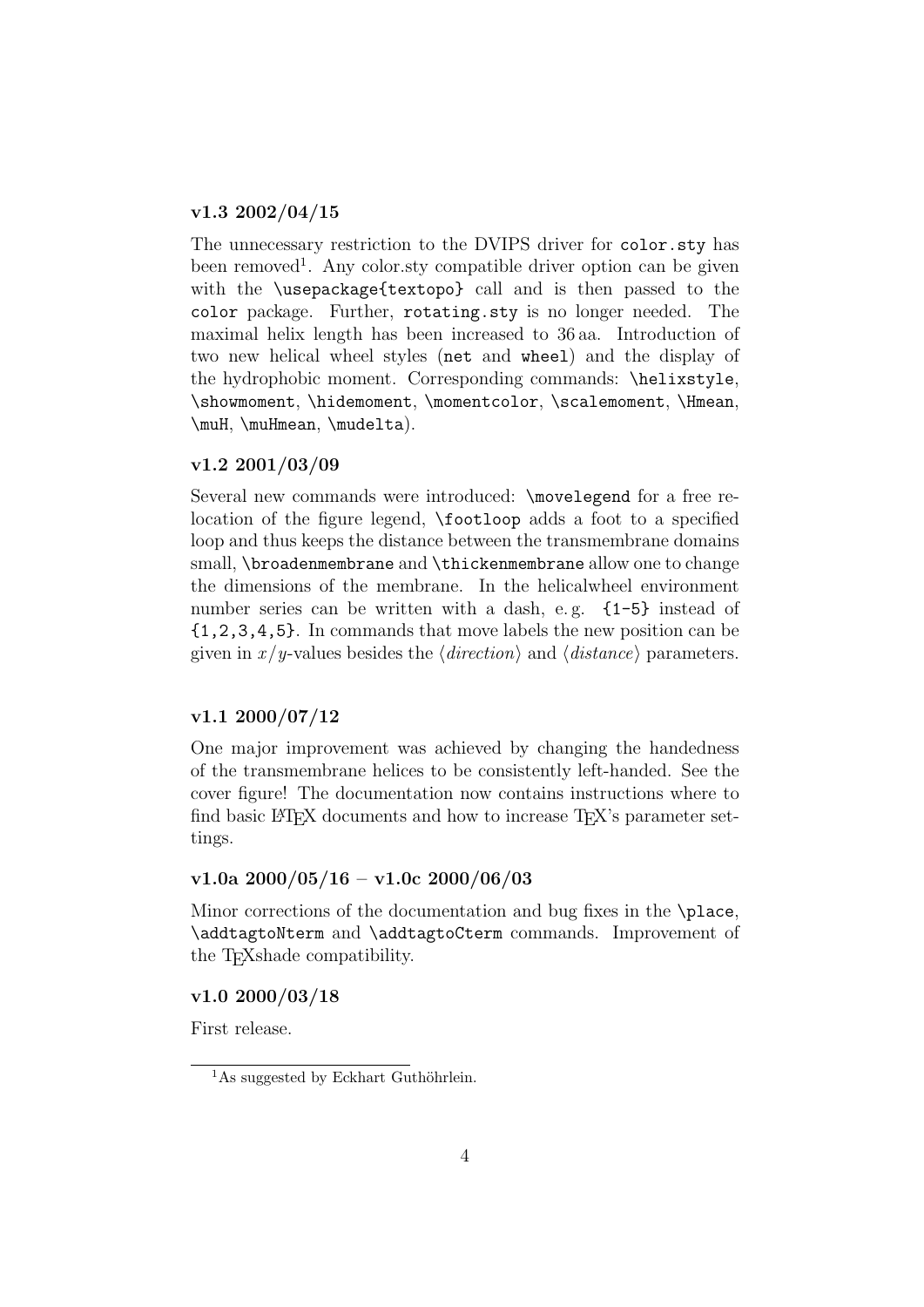### v1.3 2002/04/15

The unnecessary restriction to the DVIPS driver for `color.sty` has been removed[1]. Any color.sty compatible driver option can be given with the `\usepackage{textopo}` call and is then passed to the `color` package. Further, `rotating.sty` is no longer needed. The maximal helix length has been increased to 36 aa. Introduction of two new helical wheel styles (`net` and `wheel`) and the display of the hydrophobic moment. Corresponding commands: `\helixstyle`, `\showmoment`, `\hidemoment`, `\momentcolor`, `\scalemoment`, `\Hmean`, `\muH`, `\muHmean`, `\mudelta`).

### v1.2 2001/03/09

Several new commands were introduced: `\movelegend` for a free relocation of the figure legend, `\footloop` adds a foot to a specified loop and thus keeps the distance between the transmembrane domains small, `\broadenmembrane` and `\thickenmembrane` allow one to change the dimensions of the membrane. In the helicalwheel environment number series can be written with a dash, e. g. `{1-5}` instead of `{1,2,3,4,5}`. In commands that move labels the new position can be given in $x/y$-values besides the ⟨*direction*⟩ and ⟨*distance*⟩ parameters.

### v1.1 2000/07/12

One major improvement was achieved by changing the handedness of the transmembrane helices to be consistently left-handed. See the cover figure! The documentation now contains instructions where to find basic LaTeX documents and how to increase TeX's parameter settings.

### v1.0a 2000/05/16 – v1.0c 2000/06/03

Minor corrections of the documentation and bug fixes in the `\place`, `\addtagtoNterm` and `\addtagtoCterm` commands. Improvement of the TeXshade compatibility.

### v1.0 2000/03/18

First release.

[1] As suggested by Eckhart Guthöhrlein.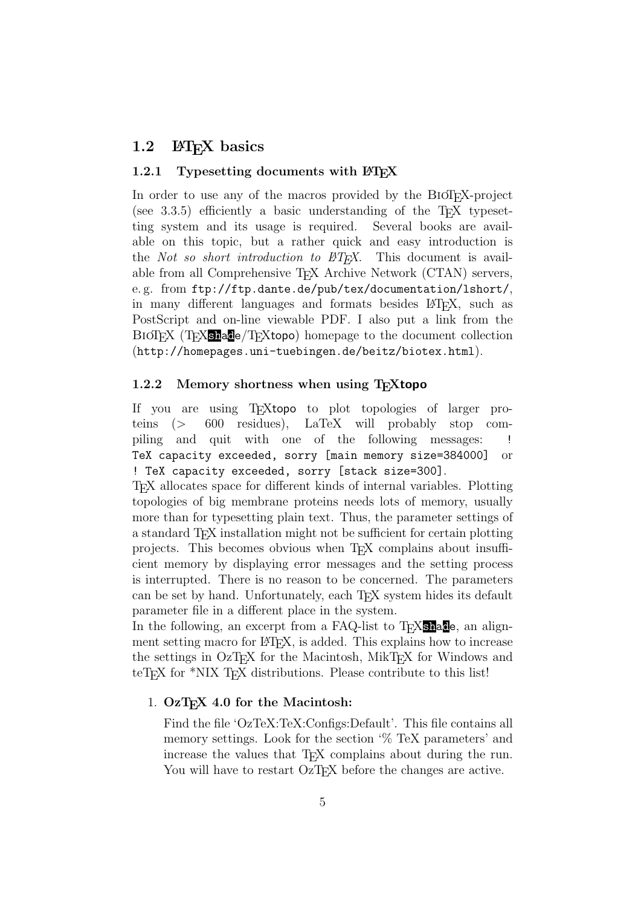## 1.2 LaTeX basics

### 1.2.1 Typesetting documents with LaTeX

In order to use any of the macros provided by the BioTeX-project (see 3.3.5) efficiently a basic understanding of the TeX typesetting system and its usage is required. Several books are available on this topic, but a rather quick and easy introduction is the *Not so short introduction to LaTeX*. This document is available from all Comprehensive TeX Archive Network (CTAN) servers, e. g. from `ftp://ftp.dante.de/pub/tex/documentation/lshort/`, in many different languages and formats besides LaTeX, such as PostScript and on-line viewable PDF. I also put a link from the BioTeX (TeXshade/TeXtopo) homepage to the document collection (`http://homepages.uni-tuebingen.de/beitz/biotex.html`).

### 1.2.2 Memory shortness when using TeXtopo

If you are using TeXtopo to plot topologies of larger proteins (> 600 residues), LaTeX will probably stop compiling and quit with one of the following messages: `! TeX capacity exceeded, sorry [main memory size=384000]` or `! TeX capacity exceeded, sorry [stack size=300]`.

TeX allocates space for different kinds of internal variables. Plotting topologies of big membrane proteins needs lots of memory, usually more than for typesetting plain text. Thus, the parameter settings of a standard TeX installation might not be sufficient for certain plotting projects. This becomes obvious when TeX complains about insufficient memory by displaying error messages and the setting process is interrupted. There is no reason to be concerned. The parameters can be set by hand. Unfortunately, each TeX system hides its default parameter file in a different place in the system.

In the following, an excerpt from a FAQ-list to TeXshade, an alignment setting macro for LaTeX, is added. This explains how to increase the settings in OzTeX for the Macintosh, MikTeX for Windows and teTeX for *NIX TeX distributions. Please contribute to this list!

1. **OzTeX 4.0 for the Macintosh:**

   Find the file 'OzTeX:TeX:Configs:Default'. This file contains all memory settings. Look for the section '% TeX parameters' and increase the values that TeX complains about during the run. You will have to restart OzTeX before the changes are active.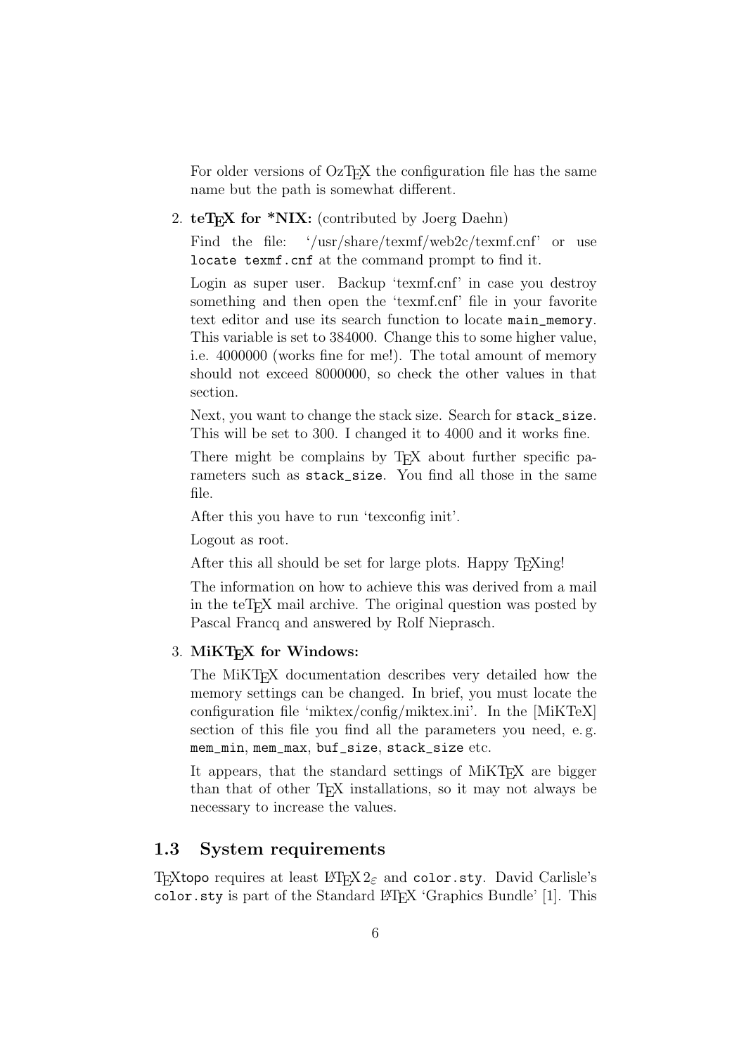For older versions of OzTeX the configuration file has the same name but the path is somewhat different.

2. **teTeX for *NIX:** (contributed by Joerg Daehn)

   Find the file: '/usr/share/texmf/web2c/texmf.cnf' or use `locate texmf.cnf` at the command prompt to find it.

   Login as super user. Backup 'texmf.cnf' in case you destroy something and then open the 'texmf.cnf' file in your favorite text editor and use its search function to locate `main_memory`. This variable is set to 384000. Change this to some higher value, i.e. 4000000 (works fine for me!). The total amount of memory should not exceed 8000000, so check the other values in that section.

   Next, you want to change the stack size. Search for `stack_size`. This will be set to 300. I changed it to 4000 and it works fine.

   There might be complains by TeX about further specific parameters such as `stack_size`. You find all those in the same file.

   After this you have to run 'texconfig init'.

   Logout as root.

   After this all should be set for large plots. Happy TeXing!

   The information on how to achieve this was derived from a mail in the teTeX mail archive. The original question was posted by Pascal Francq and answered by Rolf Nieprasch.

3. **MiKTeX for Windows:**

   The MiKTeX documentation describes very detailed how the memory settings can be changed. In brief, you must locate the configuration file 'miktex/config/miktex.ini'. In the [MiKTeX] section of this file you find all the parameters you need, e. g. `mem_min`, `mem_max`, `buf_size`, `stack_size` etc.

   It appears, that the standard settings of MiKTeX are bigger than that of other TeX installations, so it may not always be necessary to increase the values.

## 1.3 System requirements

TeXtopo requires at least LaTeX $2_\varepsilon$ and `color.sty`. David Carlisle's `color.sty` is part of the Standard LaTeX 'Graphics Bundle' [1]. This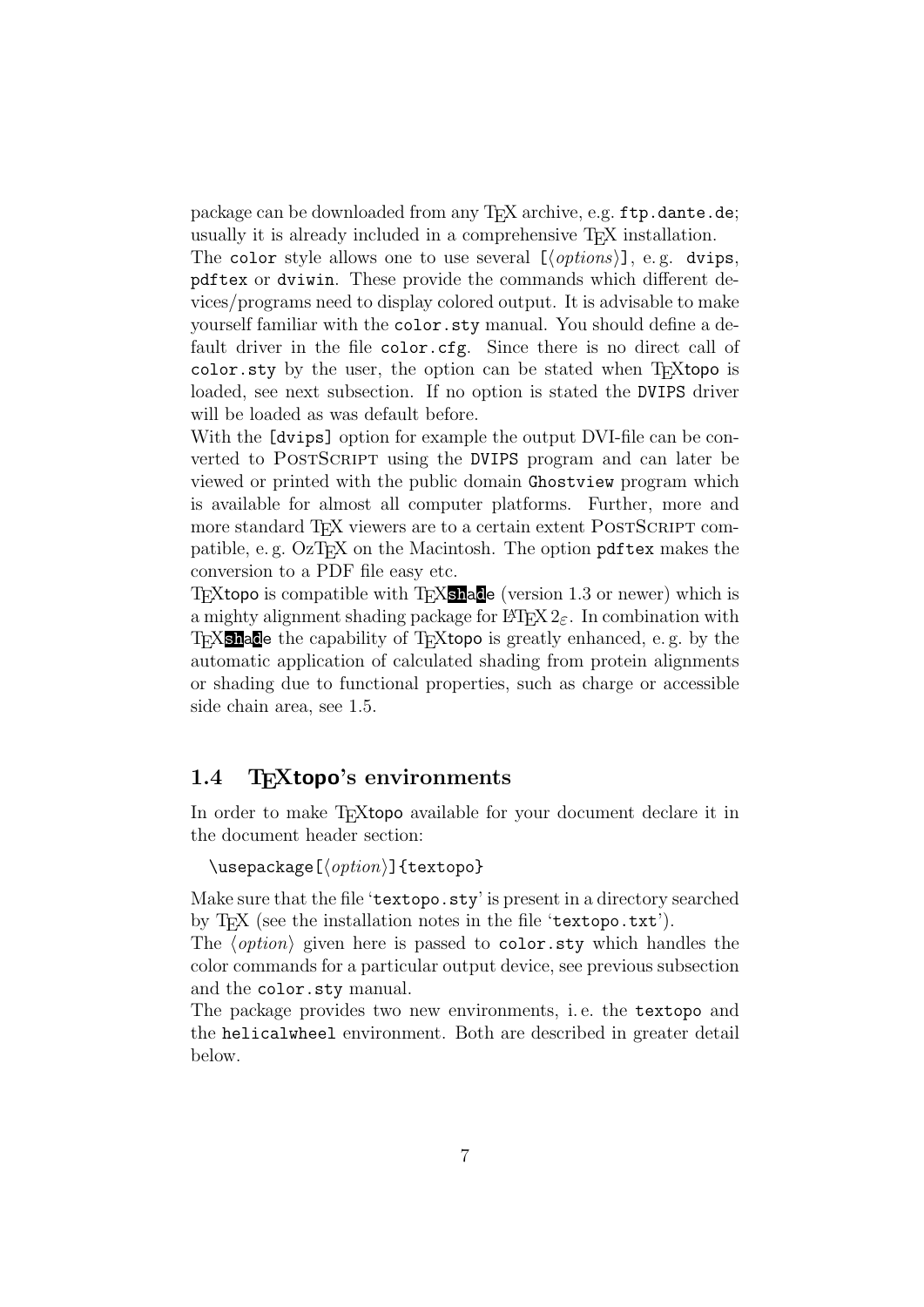package can be downloaded from any TEX archive, e.g. `ftp.dante.de`; usually it is already included in a comprehensive TEX installation.

The `color` style allows one to use several [⟨*options*⟩], e. g. `dvips`, `pdftex` or `dviwin`. These provide the commands which different devices/programs need to display colored output. It is advisable to make yourself familiar with the `color.sty` manual. You should define a default driver in the file `color.cfg`. Since there is no direct call of `color.sty` by the user, the option can be stated when TEXtopo is loaded, see next subsection. If no option is stated the `DVIPS` driver will be loaded as was default before.

With the `[dvips]` option for example the output DVI-file can be converted to PostScript using the `DVIPS` program and can later be viewed or printed with the public domain `Ghostview` program which is available for almost all computer platforms. Further, more and more standard TEX viewers are to a certain extent PostScript compatible, e. g. OzTEX on the Macintosh. The option `pdftex` makes the conversion to a PDF file easy etc.

TEXtopo is compatible with TEXshade (version 1.3 or newer) which is a mighty alignment shading package for LaTeX $2_\varepsilon$. In combination with TEXshade the capability of TEXtopo is greatly enhanced, e. g. by the automatic application of calculated shading from protein alignments or shading due to functional properties, such as charge or accessible side chain area, see 1.5.

## 1.4 TEXtopo's environments

In order to make TEXtopo available for your document declare it in the document header section:

```
\usepackage[⟨option⟩]{textopo}
```

Make sure that the file '`textopo.sty`' is present in a directory searched by TEX (see the installation notes in the file '`textopo.txt`').

The ⟨*option*⟩ given here is passed to `color.sty` which handles the color commands for a particular output device, see previous subsection and the `color.sty` manual.

The package provides two new environments, i. e. the `textopo` and the `helicalwheel` environment. Both are described in greater detail below.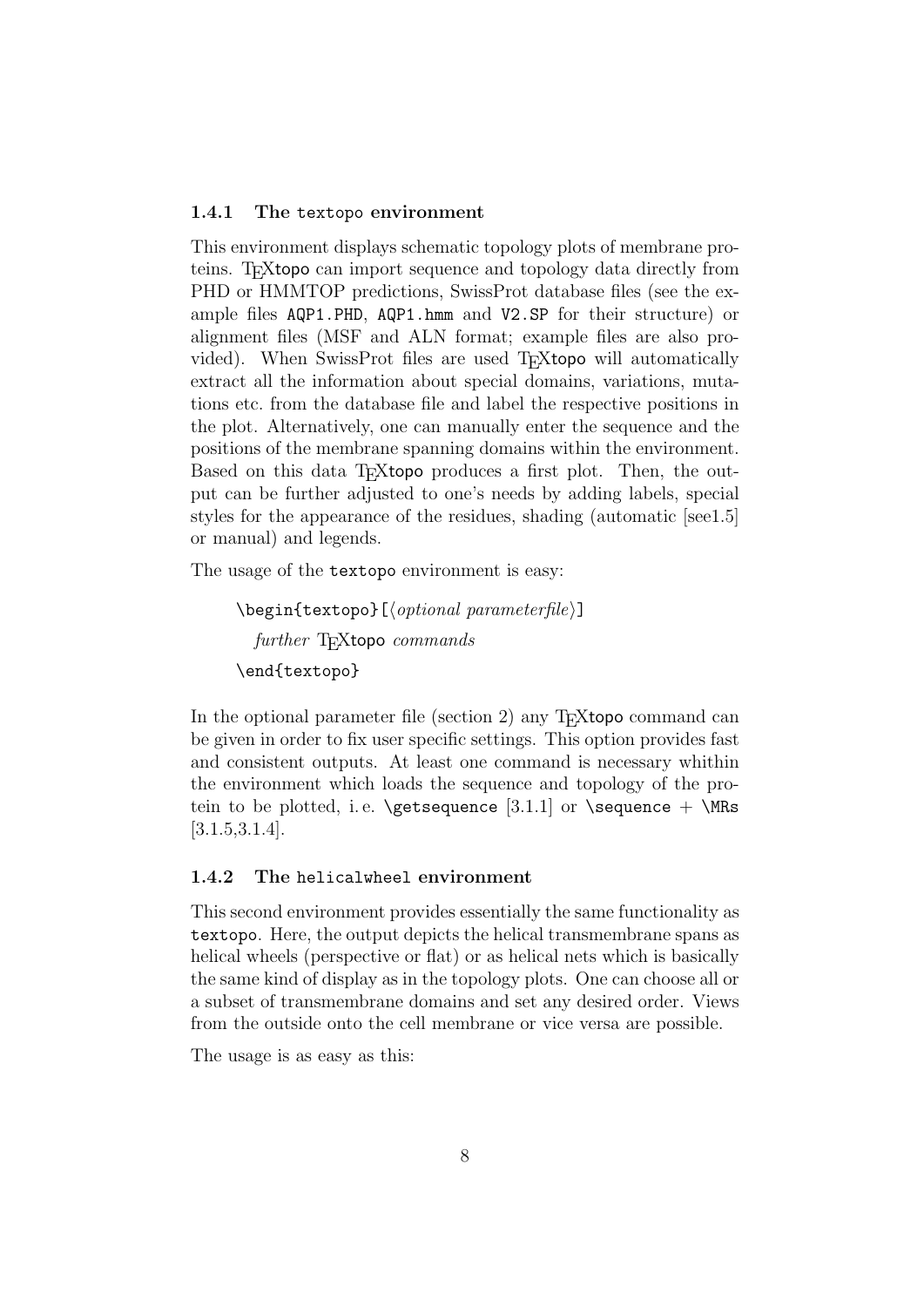### 1.4.1 The `textopo` environment

This environment displays schematic topology plots of membrane proteins. TEXtopo can import sequence and topology data directly from PHD or HMMTOP predictions, SwissProt database files (see the example files `AQP1.PHD`, `AQP1.hmm` and `V2.SP` for their structure) or alignment files (MSF and ALN format; example files are also provided). When SwissProt files are used TEXtopo will automatically extract all the information about special domains, variations, mutations etc. from the database file and label the respective positions in the plot. Alternatively, one can manually enter the sequence and the positions of the membrane spanning domains within the environment. Based on this data TEXtopo produces a first plot. Then, the output can be further adjusted to one's needs by adding labels, special styles for the appearance of the residues, shading (automatic [see1.5] or manual) and legends.

The usage of the `textopo` environment is easy:

```
\begin{textopo}[⟨optional parameterfile⟩]
  further TEXtopo commands
\end{textopo}
```

In the optional parameter file (section 2) any TEXtopo command can be given in order to fix user specific settings. This option provides fast and consistent outputs. At least one command is necessary whithin the environment which loads the sequence and topology of the protein to be plotted, i. e. `\getsequence` [3.1.1] or `\sequence` + `\MRs` [3.1.5,3.1.4].

### 1.4.2 The `helicalwheel` environment

This second environment provides essentially the same functionality as `textopo`. Here, the output depicts the helical transmembrane spans as helical wheels (perspective or flat) or as helical nets which is basically the same kind of display as in the topology plots. One can choose all or a subset of transmembrane domains and set any desired order. Views from the outside onto the cell membrane or vice versa are possible.

The usage is as easy as this: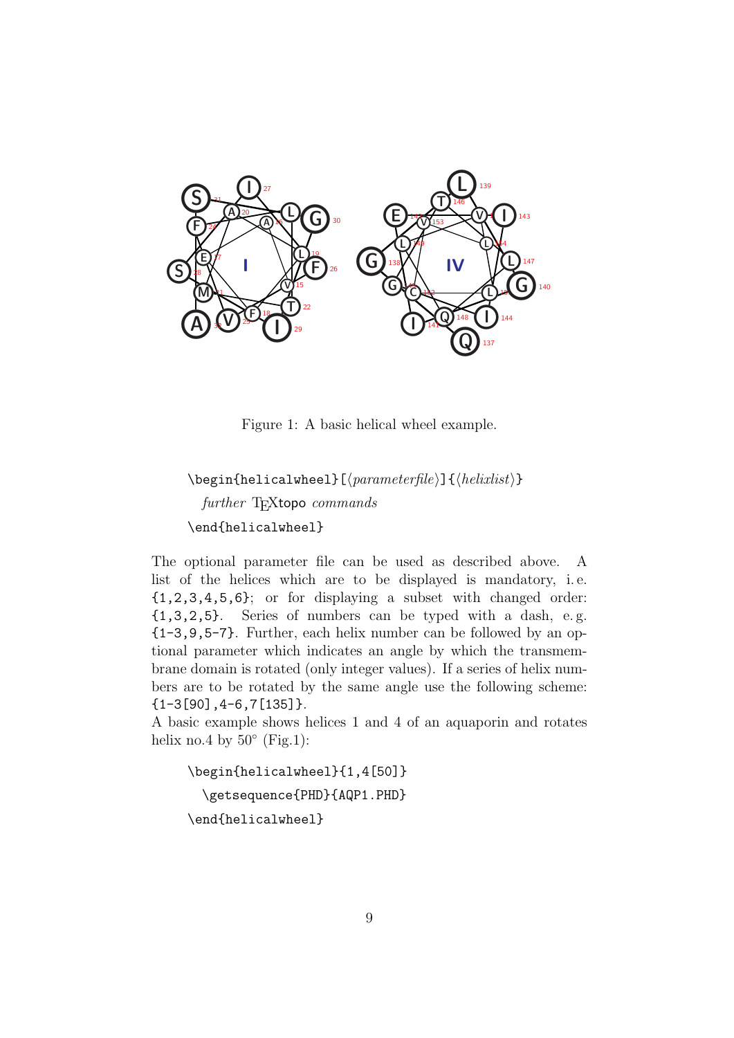Figure 1: A basic helical wheel example.

```
\begin{helicalwheel}[⟨parameterfile⟩]{⟨helixlist⟩}
  further TEXtopo commands
\end{helicalwheel}
```

The optional parameter file can be used as described above. A list of the helices which are to be displayed is mandatory, i. e. {1,2,3,4,5,6}; or for displaying a subset with changed order: {1,3,2,5}. Series of numbers can be typed with a dash, e. g. {1-3,9,5-7}. Further, each helix number can be followed by an optional parameter which indicates an angle by which the transmembrane domain is rotated (only integer values). If a series of helix numbers are to be rotated by the same angle use the following scheme: {1-3[90],4-6,7[135]}.
A basic example shows helices 1 and 4 of an aquaporin and rotates helix no.4 by 50° (Fig.1):

```
\begin{helicalwheel}{1,4[50]}
  \getsequence{PHD}{AQP1.PHD}
\end{helicalwheel}
```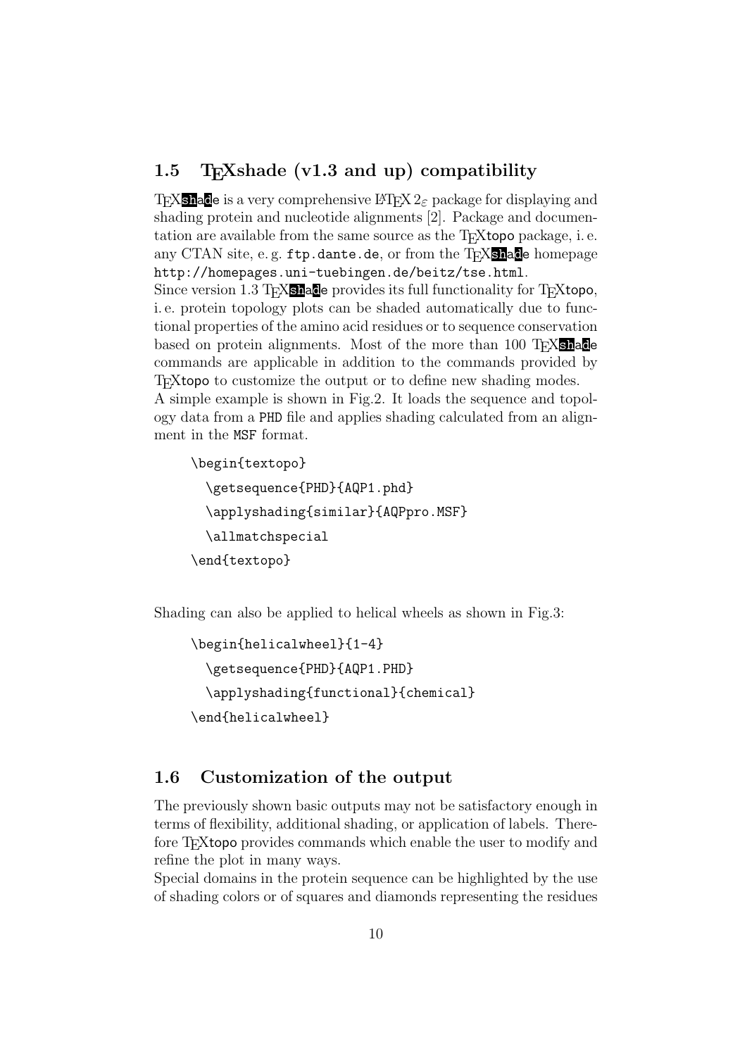## 1.5 TEXshade (v1.3 and up) compatibility

TEXshade is a very comprehensive LaTeX 2ε package for displaying and shading protein and nucleotide alignments [2]. Package and documentation are available from the same source as the TEXtopo package, i. e. any CTAN site, e. g. `ftp.dante.de`, or from the TEXshade homepage `http://homepages.uni-tuebingen.de/beitz/tse.html`.
Since version 1.3 TEXshade provides its full functionality for TEXtopo, i. e. protein topology plots can be shaded automatically due to functional properties of the amino acid residues or to sequence conservation based on protein alignments. Most of the more than 100 TEXshade commands are applicable in addition to the commands provided by TEXtopo to customize the output or to define new shading modes.
A simple example is shown in Fig.2. It loads the sequence and topology data from a PHD file and applies shading calculated from an alignment in the MSF format.

```
\begin{textopo}
  \getsequence{PHD}{AQP1.phd}
  \applyshading{similar}{AQPpro.MSF}
  \allmatchspecial
\end{textopo}
```

Shading can also be applied to helical wheels as shown in Fig.3:

```
\begin{helicalwheel}{1-4}
  \getsequence{PHD}{AQP1.PHD}
  \applyshading{functional}{chemical}
\end{helicalwheel}
```

## 1.6 Customization of the output

The previously shown basic outputs may not be satisfactory enough in terms of flexibility, additional shading, or application of labels. Therefore TEXtopo provides commands which enable the user to modify and refine the plot in many ways.
Special domains in the protein sequence can be highlighted by the use of shading colors or of squares and diamonds representing the residues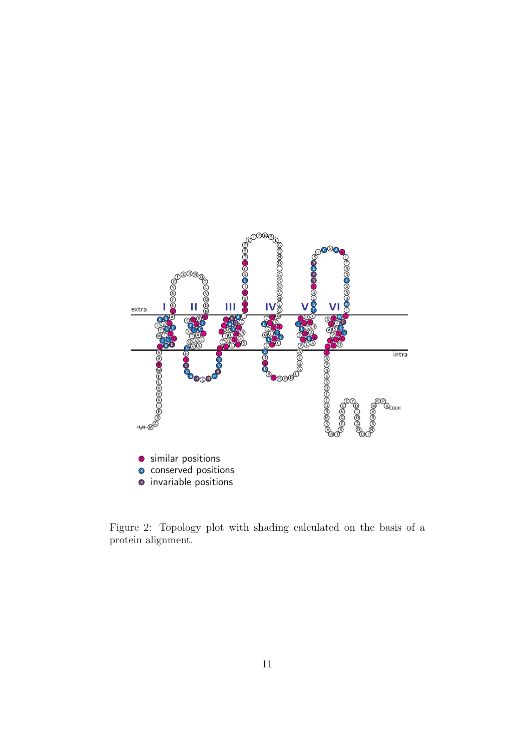Figure 2: Topology plot with shading calculated on the basis of a protein alignment.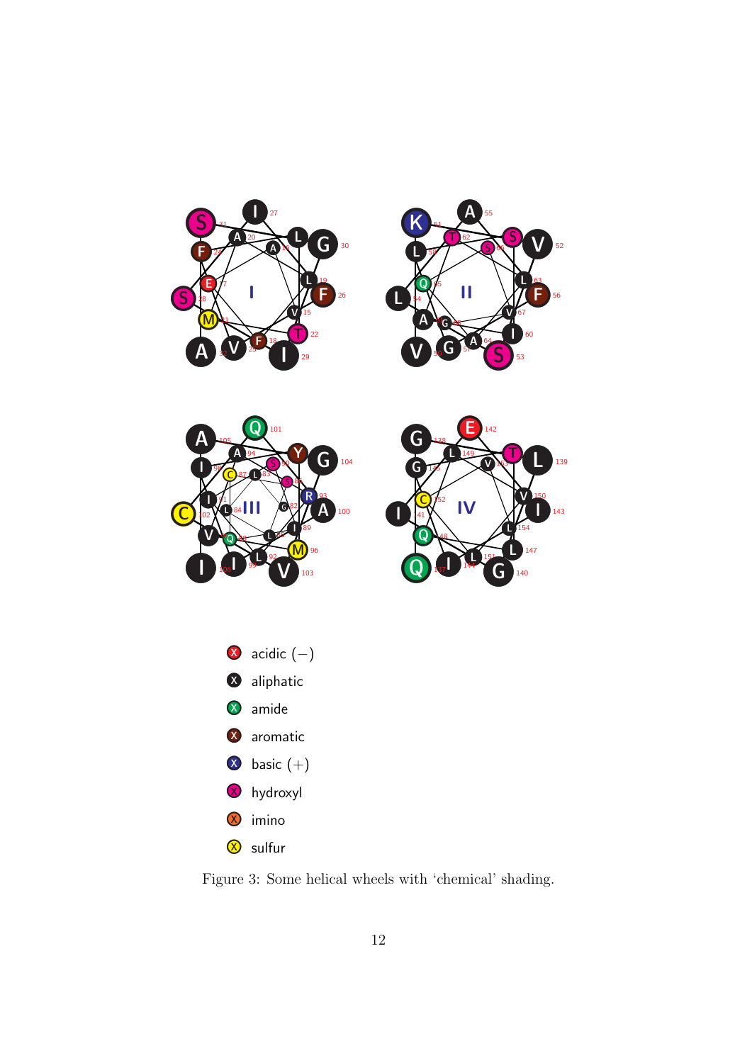Figure 3: Some helical wheels with ‘chemical’ shading.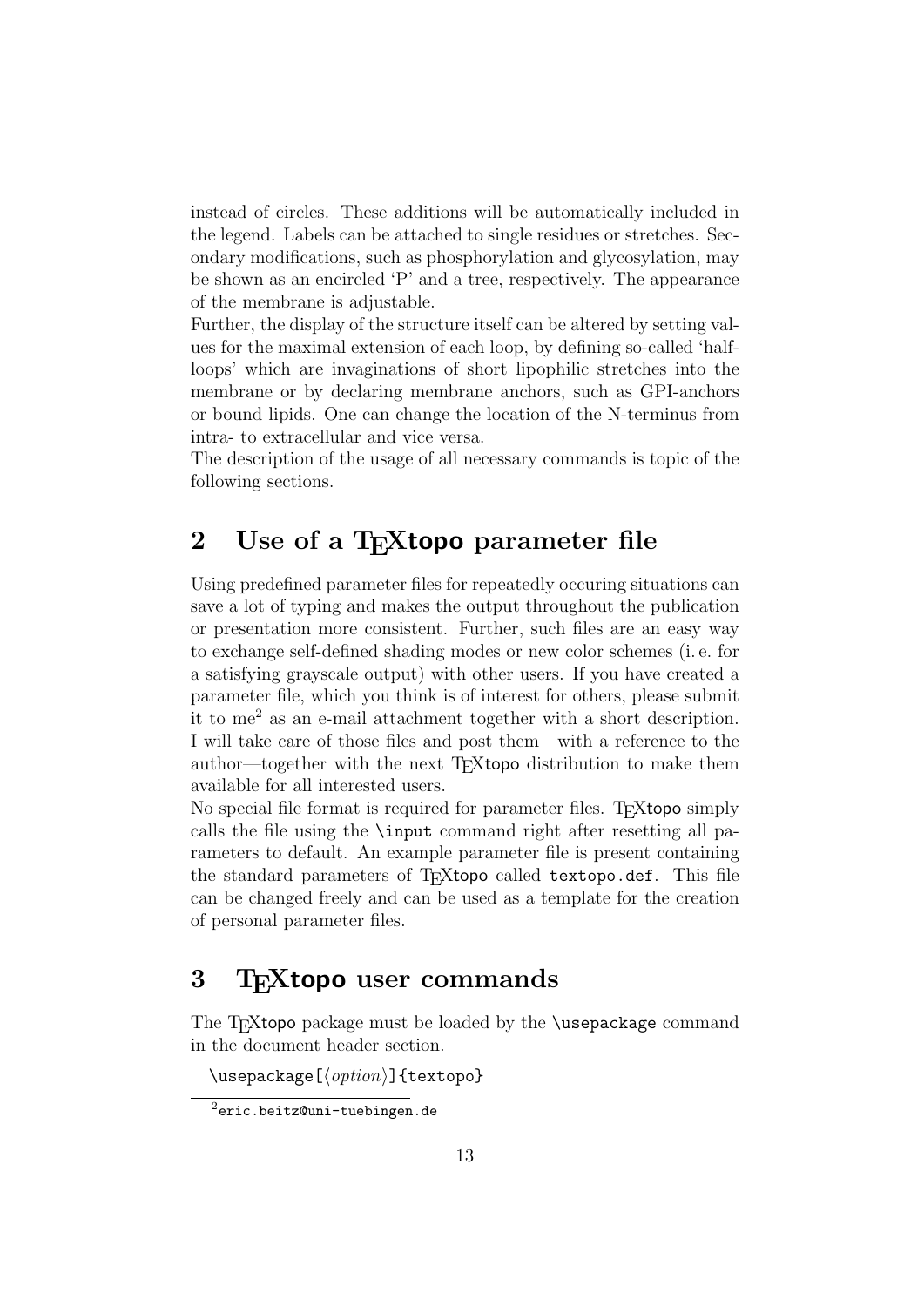instead of circles. These additions will be automatically included in the legend. Labels can be attached to single residues or stretches. Secondary modifications, such as phosphorylation and glycosylation, may be shown as an encircled 'P' and a tree, respectively. The appearance of the membrane is adjustable.

Further, the display of the structure itself can be altered by setting values for the maximal extension of each loop, by defining so-called 'half-loops' which are invaginations of short lipophilic stretches into the membrane or by declaring membrane anchors, such as GPI-anchors or bound lipids. One can change the location of the N-terminus from intra- to extracellular and vice versa.

The description of the usage of all necessary commands is topic of the following sections.

## 2 Use of a TeXtopo parameter file

Using predefined parameter files for repeatedly occuring situations can save a lot of typing and makes the output throughout the publication or presentation more consistent. Further, such files are an easy way to exchange self-defined shading modes or new color schemes (i. e. for a satisfying grayscale output) with other users. If you have created a parameter file, which you think is of interest for others, please submit it to me[2] as an e-mail attachment together with a short description. I will take care of those files and post them—with a reference to the author—together with the next TeXtopo distribution to make them available for all interested users.

No special file format is required for parameter files. TeXtopo simply calls the file using the `\input` command right after resetting all parameters to default. An example parameter file is present containing the standard parameters of TeXtopo called `textopo.def`. This file can be changed freely and can be used as a template for the creation of personal parameter files.

## 3 TeXtopo user commands

The TeXtopo package must be loaded by the `\usepackage` command in the document header section.

```
\usepackage[⟨option⟩]{textopo}
```

[2] `eric.beitz@uni-tuebingen.de`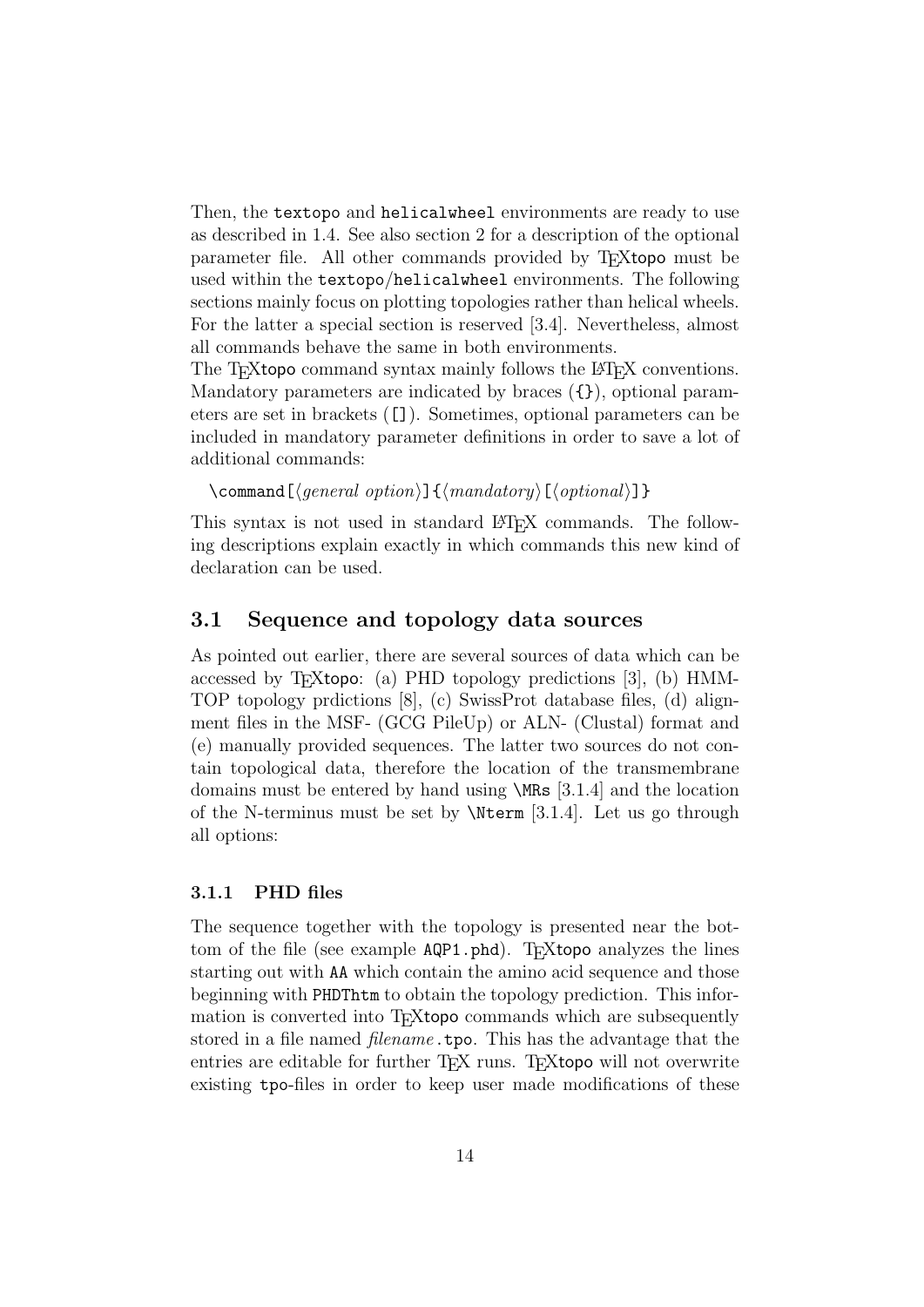Then, the `textopo` and `helicalwheel` environments are ready to use as described in 1.4. See also section 2 for a description of the optional parameter file. All other commands provided by TEXtopo must be used within the `textopo`/`helicalwheel` environments. The following sections mainly focus on plotting topologies rather than helical wheels. For the latter a special section is reserved [3.4]. Nevertheless, almost all commands behave the same in both environments.
The TEXtopo command syntax mainly follows the LATEX conventions. Mandatory parameters are indicated by braces (`{}`), optional parameters are set in brackets (`[]`). Sometimes, optional parameters can be included in mandatory parameter definitions in order to save a lot of additional commands:

`\command[`⟨*general option*⟩`]{`⟨*mandatory*⟩`[`⟨*optional*⟩`]}`

This syntax is not used in standard LATEX commands. The following descriptions explain exactly in which commands this new kind of declaration can be used.

## 3.1 Sequence and topology data sources

As pointed out earlier, there are several sources of data which can be accessed by TEXtopo: (a) PHD topology predictions [3], (b) HMM-TOP topology prdictions [8], (c) SwissProt database files, (d) alignment files in the MSF- (GCG PileUp) or ALN- (Clustal) format and (e) manually provided sequences. The latter two sources do not contain topological data, therefore the location of the transmembrane domains must be entered by hand using `\MRs` [3.1.4] and the location of the N-terminus must be set by `\Nterm` [3.1.4]. Let us go through all options:

### 3.1.1 PHD files

The sequence together with the topology is presented near the bottom of the file (see example `AQP1.phd`). TEXtopo analyzes the lines starting out with `AA` which contain the amino acid sequence and those beginning with `PHDThtm` to obtain the topology prediction. This information is converted into TEXtopo commands which are subsequently stored in a file named *filename*`.tpo`. This has the advantage that the entries are editable for further TEX runs. TEXtopo will not overwrite existing `tpo`-files in order to keep user made modifications of these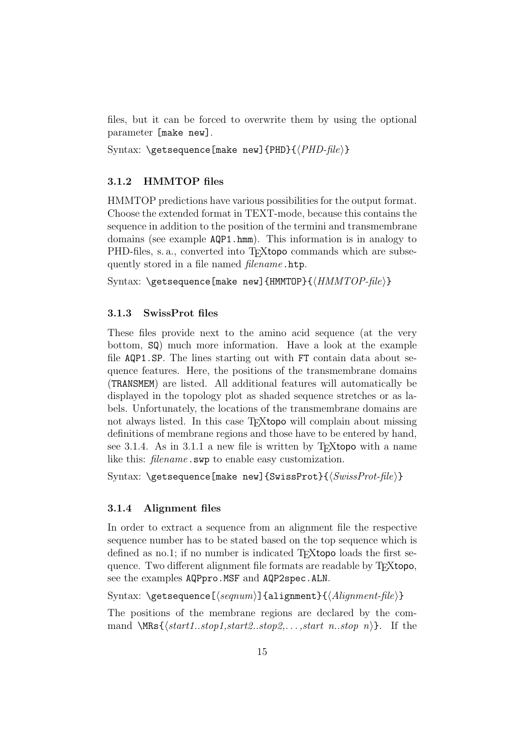files, but it can be forced to overwrite them by using the optional parameter `[make new]`.

Syntax: `\getsequence[make new]{PHD}{`⟨*PHD-file*⟩`}`

### 3.1.2 HMMTOP files

HMMTOP predictions have various possibilities for the output format. Choose the extended format in TEXT-mode, because this contains the sequence in addition to the position of the termini and transmembrane domains (see example `AQP1.hmm`). This information is in analogy to PHD-files, s. a., converted into TEXtopo commands which are subsequently stored in a file named *filename*`.htp`.

Syntax: `\getsequence[make new]{HMMTOP}{`⟨*HMMTOP-file*⟩`}`

### 3.1.3 SwissProt files

These files provide next to the amino acid sequence (at the very bottom, `SQ`) much more information. Have a look at the example file `AQP1.SP`. The lines starting out with `FT` contain data about sequence features. Here, the positions of the transmembrane domains (`TRANSMEM`) are listed. All additional features will automatically be displayed in the topology plot as shaded sequence stretches or as labels. Unfortunately, the locations of the transmembrane domains are not always listed. In this case TEXtopo will complain about missing definitions of membrane regions and those have to be entered by hand, see 3.1.4. As in 3.1.1 a new file is written by TEXtopo with a name like this: *filename*`.swp` to enable easy customization.

Syntax: `\getsequence[make new]{SwissProt}{`⟨*SwissProt-file*⟩`}`

### 3.1.4 Alignment files

In order to extract a sequence from an alignment file the respective sequence number has to be stated based on the top sequence which is defined as no.1; if no number is indicated TEXtopo loads the first sequence. Two different alignment file formats are readable by TEXtopo, see the examples `AQPpro.MSF` and `AQP2spec.ALN`.

Syntax: `\getsequence[`⟨*seqnum*⟩`]{alignment}{`⟨*Alignment-file*⟩`}`

The positions of the membrane regions are declared by the command `\MRs{`⟨*start1..stop1,start2..stop2,...,start n..stop n*⟩`}`. If the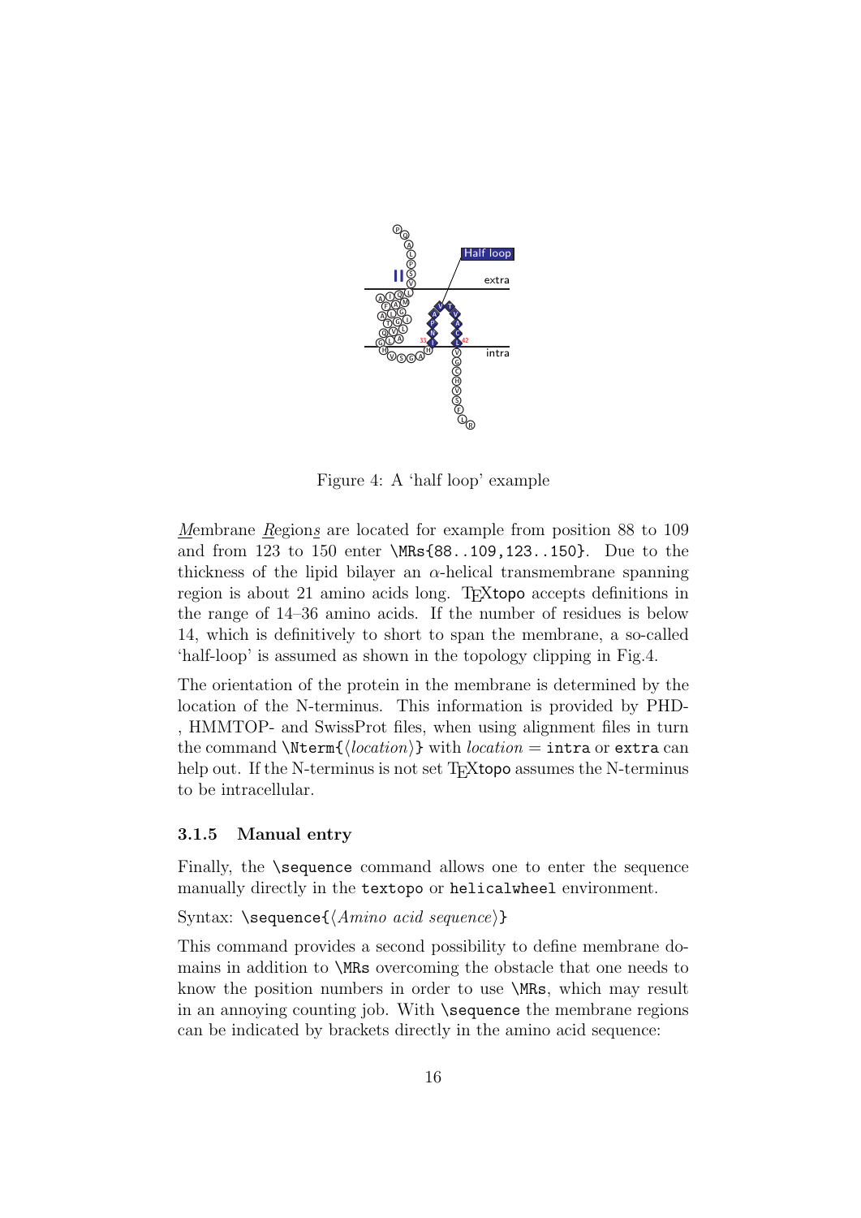Figure 4: A 'half loop' example

*M*embrane *R*egion*s* are located for example from position 88 to 109 and from 123 to 150 enter `\MRs{88..109,123..150}`. Due to the thickness of the lipid bilayer an $\alpha$-helical transmembrane spanning region is about 21 amino acids long. TEXtopo accepts definitions in the range of 14–36 amino acids. If the number of residues is below 14, which is definitively to short to span the membrane, a so-called 'half-loop' is assumed as shown in the topology clipping in Fig.4.

The orientation of the protein in the membrane is determined by the location of the N-terminus. This information is provided by PHD-, HMMTOP- and SwissProt files, when using alignment files in turn the command `\Nterm{⟨location⟩}` with *location* = `intra` or `extra` can help out. If the N-terminus is not set TEXtopo assumes the N-terminus to be intracellular.

### 3.1.5 Manual entry

Finally, the `\sequence` command allows one to enter the sequence manually directly in the `textopo` or `helicalwheel` environment.

Syntax: `\sequence{⟨Amino acid sequence⟩}`

This command provides a second possibility to define membrane domains in addition to `\MRs` overcoming the obstacle that one needs to know the position numbers in order to use `\MRs`, which may result in an annoying counting job. With `\sequence` the membrane regions can be indicated by brackets directly in the amino acid sequence: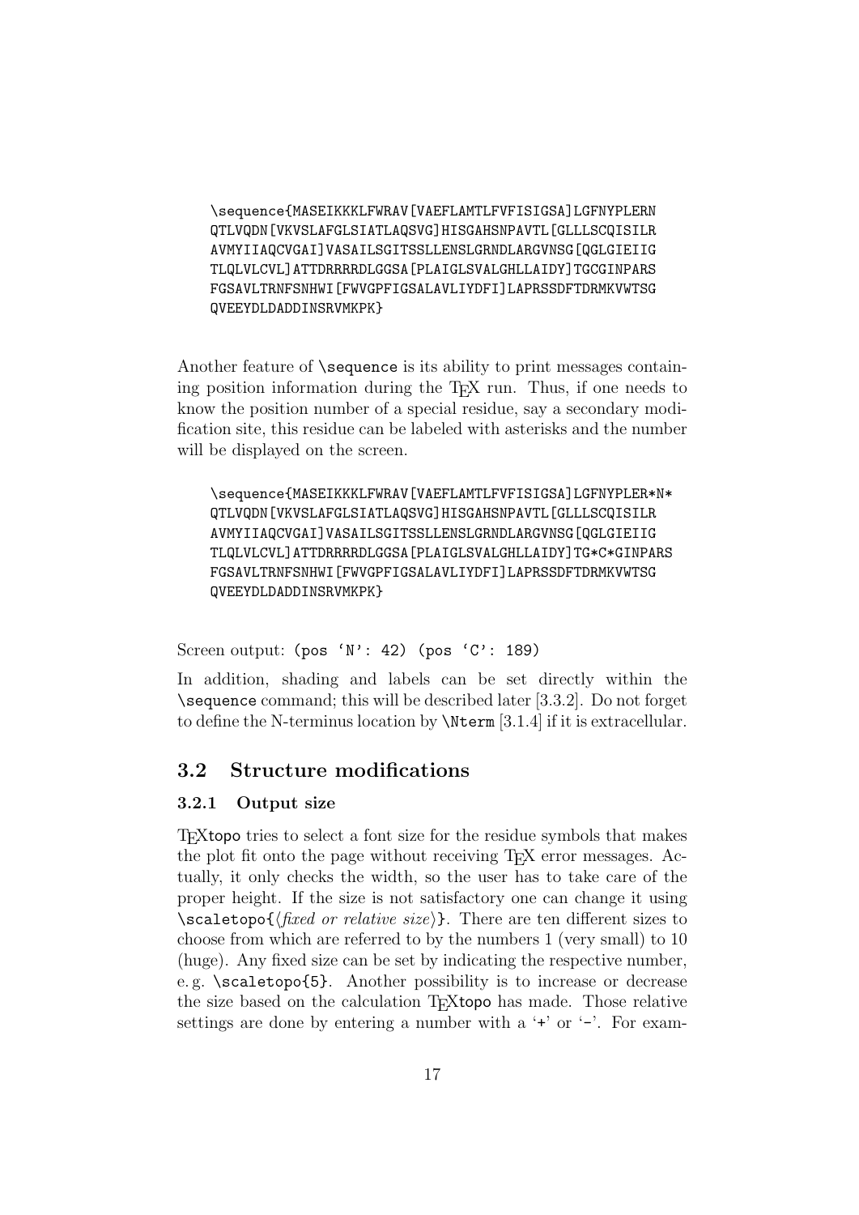```
\sequence{MASEIKKKLFWRAV[VAEFLAMTLFVFISIGSA]LGFNYPLERN
QTLVQDN[VKVSLAFGLSIATLAQSVG]HISGAHSNPAVTL[GLLLSCQISILR
AVMYIIAQCVGAI]VASAILSGITSSLLENSLGRNDLARGVNSG[QGLGIEIIG
TLQLVLCVL]ATTDRRRRDLGGSA[PLAIGLSVALGHLLAIDY]TGCGINPARS
FGSAVLTRNFSNHWI[FWVGPFIGSALAVLIYDFI]LAPRSSDFTDRMKVWTSG
QVEEYDLDADDINSRVMKPK}
```

Another feature of `\sequence` is its ability to print messages containing position information during the TeX run. Thus, if one needs to know the position number of a special residue, say a secondary modification site, this residue can be labeled with asterisks and the number will be displayed on the screen.

```
\sequence{MASEIKKKLFWRAV[VAEFLAMTLFVFISIGSA]LGFNYPLER*N*
QTLVQDN[VKVSLAFGLSIATLAQSVG]HISGAHSNPAVTL[GLLLSCQISILR
AVMYIIAQCVGAI]VASAILSGITSSLLENSLGRNDLARGVNSG[QGLGIEIIG
TLQLVLCVL]ATTDRRRRDLGGSA[PLAIGLSVALGHLLAIDY]TG*C*GINPARS
FGSAVLTRNFSNHWI[FWVGPFIGSALAVLIYDFI]LAPRSSDFTDRMKVWTSG
QVEEYDLDADDINSRVMKPK}
```

Screen output: `(pos 'N': 42) (pos 'C': 189)`

In addition, shading and labels can be set directly within the `\sequence` command; this will be described later [3.3.2]. Do not forget to define the N-terminus location by `\Nterm` [3.1.4] if it is extracellular.

## 3.2 Structure modifications

### 3.2.1 Output size

TeXtopo tries to select a font size for the residue symbols that makes the plot fit onto the page without receiving TeX error messages. Actually, it only checks the width, so the user has to take care of the proper height. If the size is not satisfactory one can change it using `\scaletopo{`⟨*fixed or relative size*⟩`}`. There are ten different sizes to choose from which are referred to by the numbers 1 (very small) to 10 (huge). Any fixed size can be set by indicating the respective number, e. g. `\scaletopo{5}`. Another possibility is to increase or decrease the size based on the calculation TeXtopo has made. Those relative settings are done by entering a number with a '`+`' or '`-`'. For exam-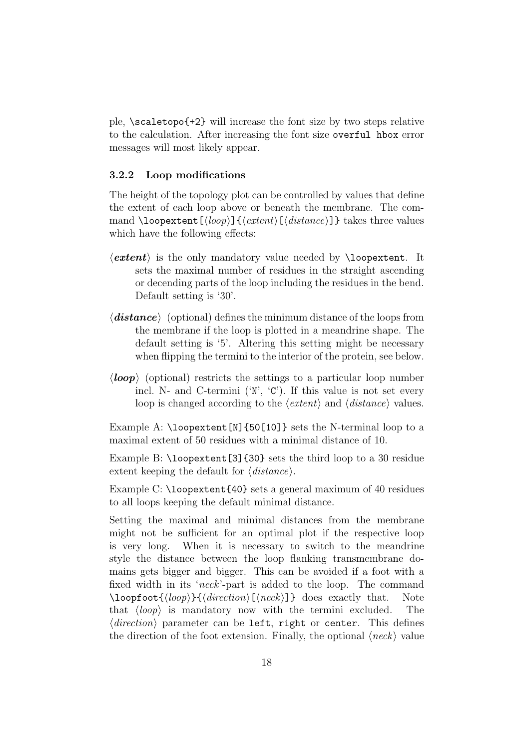ple, `\scaletopo{+2}` will increase the font size by two steps relative to the calculation. After increasing the font size `overful hbox` error messages will most likely appear.

### 3.2.2 Loop modifications

The height of the topology plot can be controlled by values that define the extent of each loop above or beneath the membrane. The command `\loopextent[`⟨*loop*⟩`]{`⟨*extent*⟩`[`⟨*distance*⟩`]}` takes three values which have the following effects:

⟨***extent***⟩ is the only mandatory value needed by `\loopextent`. It sets the maximal number of residues in the straight ascending or decending parts of the loop including the residues in the bend. Default setting is '30'.

⟨***distance***⟩ (optional) defines the minimum distance of the loops from the membrane if the loop is plotted in a meandrine shape. The default setting is '5'. Altering this setting might be necessary when flipping the termini to the interior of the protein, see below.

⟨***loop***⟩ (optional) restricts the settings to a particular loop number incl. N- and C-termini ('`N`', '`C`'). If this value is not set every loop is changed according to the ⟨*extent*⟩ and ⟨*distance*⟩ values.

Example A: `\loopextent[N]{50[10]}` sets the N-terminal loop to a maximal extent of 50 residues with a minimal distance of 10.

Example B: `\loopextent[3]{30}` sets the third loop to a 30 residue extent keeping the default for ⟨*distance*⟩.

Example C: `\loopextent{40}` sets a general maximum of 40 residues to all loops keeping the default minimal distance.

Setting the maximal and minimal distances from the membrane might not be sufficient for an optimal plot if the respective loop is very long. When it is necessary to switch to the meandrine style the distance between the loop flanking transmembrane domains gets bigger and bigger. This can be avoided if a foot with a fixed width in its '*neck*'-part is added to the loop. The command `\loopfoot{`⟨*loop*⟩`}{`⟨*direction*⟩`[`⟨*neck*⟩`]}` does exactly that. Note that ⟨*loop*⟩ is mandatory now with the termini excluded. The ⟨*direction*⟩ parameter can be `left`, `right` or `center`. This defines the direction of the foot extension. Finally, the optional ⟨*neck*⟩ value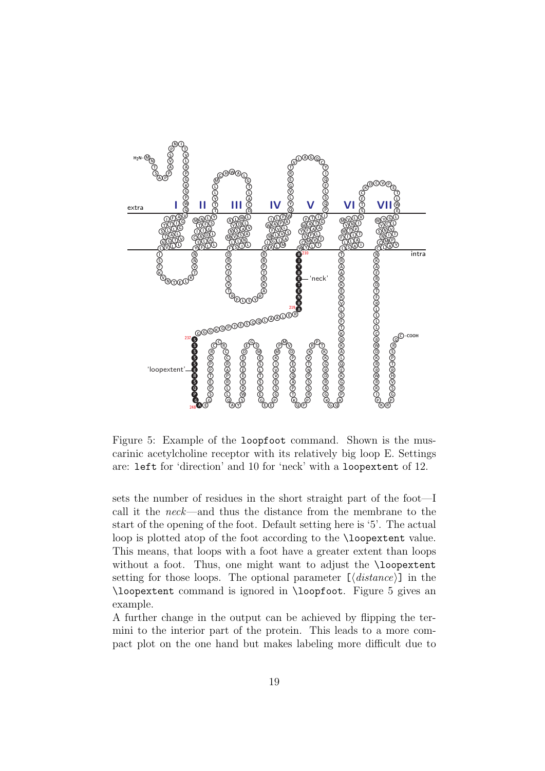Figure 5: Example of the `loopfoot` command. Shown is the muscarinic acetylcholine receptor with its relatively big loop E. Settings are: `left` for 'direction' and 10 for 'neck' with a `loopextent` of 12.

sets the number of residues in the short straight part of the foot—I call it the *neck*—and thus the distance from the membrane to the start of the opening of the foot. Default setting here is '5'. The actual loop is plotted atop of the foot according to the `\loopextent` value. This means, that loops with a foot have a greater extent than loops without a foot. Thus, one might want to adjust the `\loopextent` setting for those loops. The optional parameter [⟨*distance*⟩] in the `\loopextent` command is ignored in `\loopfoot`. Figure 5 gives an example.

A further change in the output can be achieved by flipping the termini to the interior part of the protein. This leads to a more compact plot on the one hand but makes labeling more difficult due to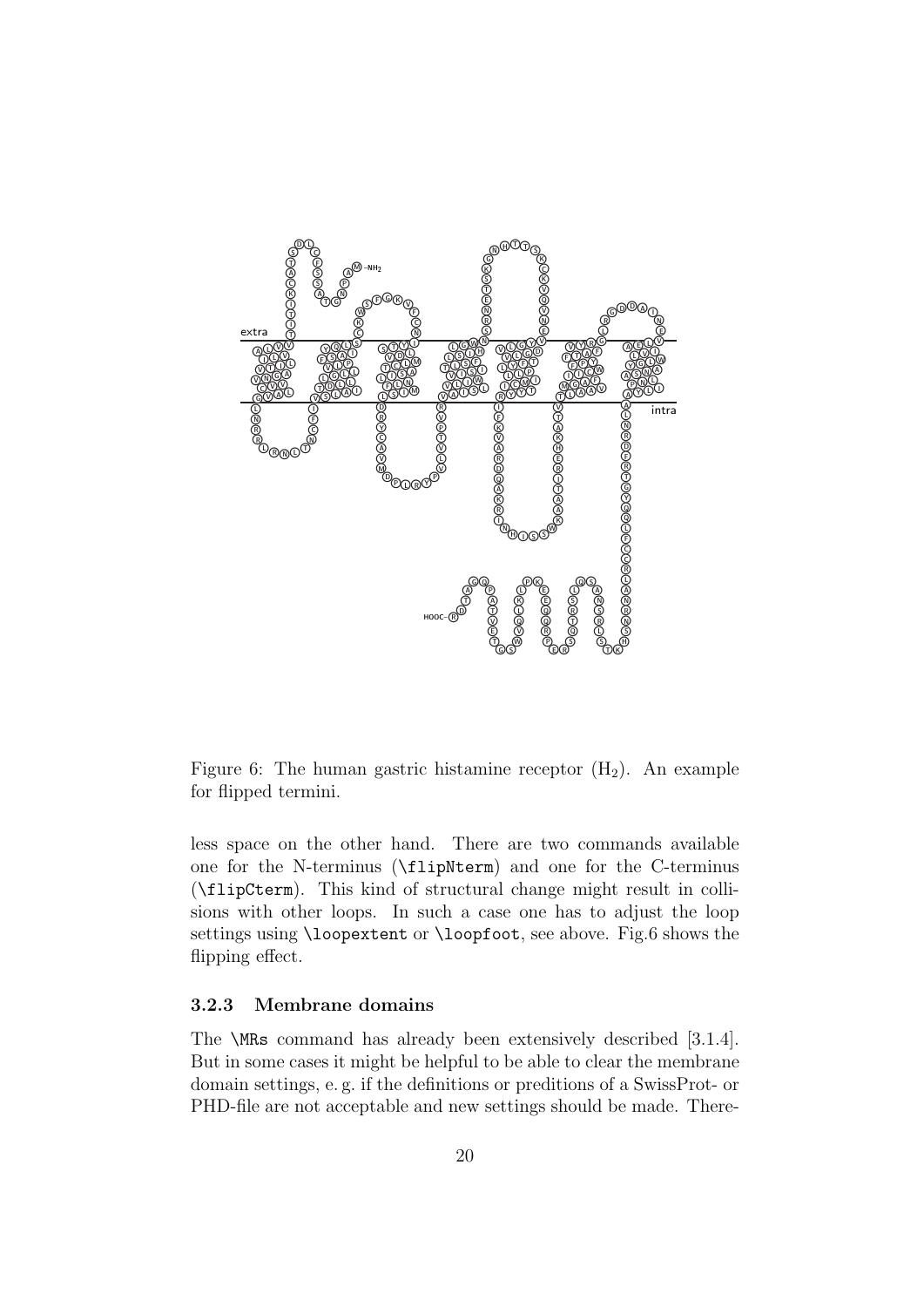Figure 6: The human gastric histamine receptor ($H_2$). An example for flipped termini.

less space on the other hand. There are two commands available one for the N-terminus (\flipNterm) and one for the C-terminus (\flipCterm). This kind of structural change might result in collisions with other loops. In such a case one has to adjust the loop settings using \loopextent or \loopfoot, see above. Fig.6 shows the flipping effect.

### 3.2.3 Membrane domains

The \MRs command has already been extensively described [3.1.4]. But in some cases it might be helpful to be able to clear the membrane domain settings, e. g. if the definitions or preditions of a SwissProt- or PHD-file are not acceptable and new settings should be made. There-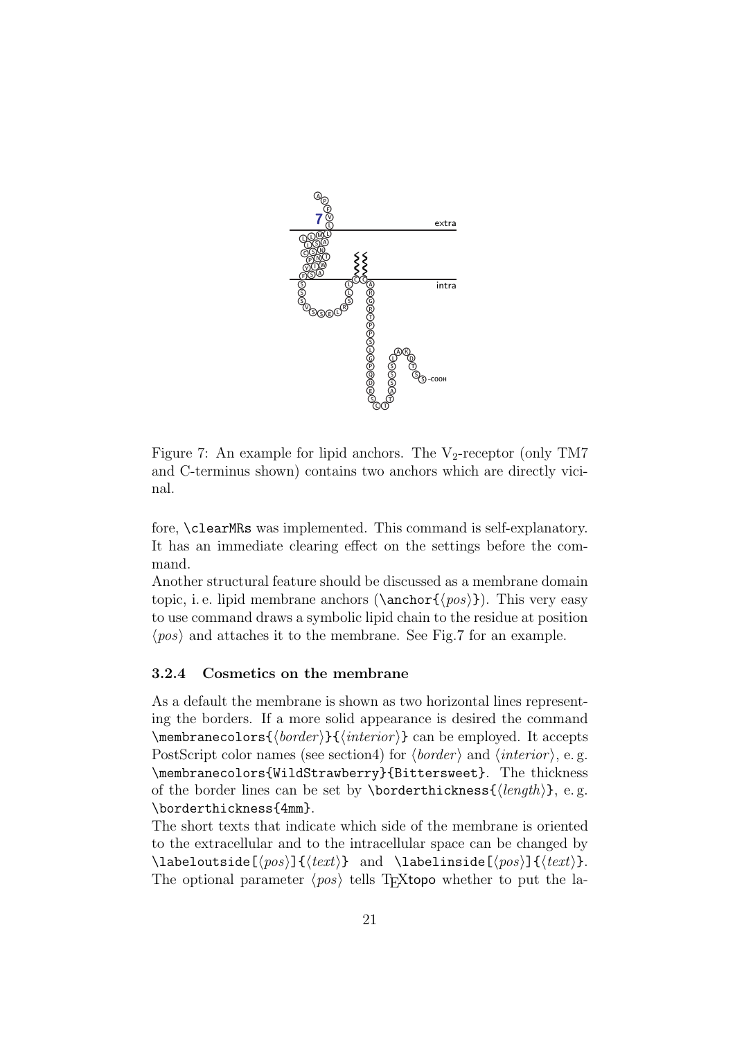Figure 7: An example for lipid anchors. The $V_2$-receptor (only TM7 and C-terminus shown) contains two anchors which are directly vicinal.

fore, `\clearMRs` was implemented. This command is self-explanatory. It has an immediate clearing effect on the settings before the command.

Another structural feature should be discussed as a membrane domain topic, i. e. lipid membrane anchors (`\anchor{`⟨*pos*⟩`}`). This very easy to use command draws a symbolic lipid chain to the residue at position ⟨*pos*⟩ and attaches it to the membrane. See Fig.7 for an example.

### 3.2.4 Cosmetics on the membrane

As a default the membrane is shown as two horizontal lines representing the borders. If a more solid appearance is desired the command `\membranecolors{`⟨*border*⟩`}{`⟨*interior*⟩`}` can be employed. It accepts PostScript color names (see section4) for ⟨*border*⟩ and ⟨*interior*⟩, e. g. `\membranecolors{WildStrawberry}{Bittersweet}`. The thickness of the border lines can be set by `\borderthickness{`⟨*length*⟩`}`, e. g. `\borderthickness{4mm}`.

The short texts that indicate which side of the membrane is oriented to the extracellular and to the intracellular space can be changed by `\labeloutside[`⟨*pos*⟩`]{`⟨*text*⟩`}` and `\labelinside[`⟨*pos*⟩`]{`⟨*text*⟩`}`. The optional parameter ⟨*pos*⟩ tells TEXtopo whether to put the la-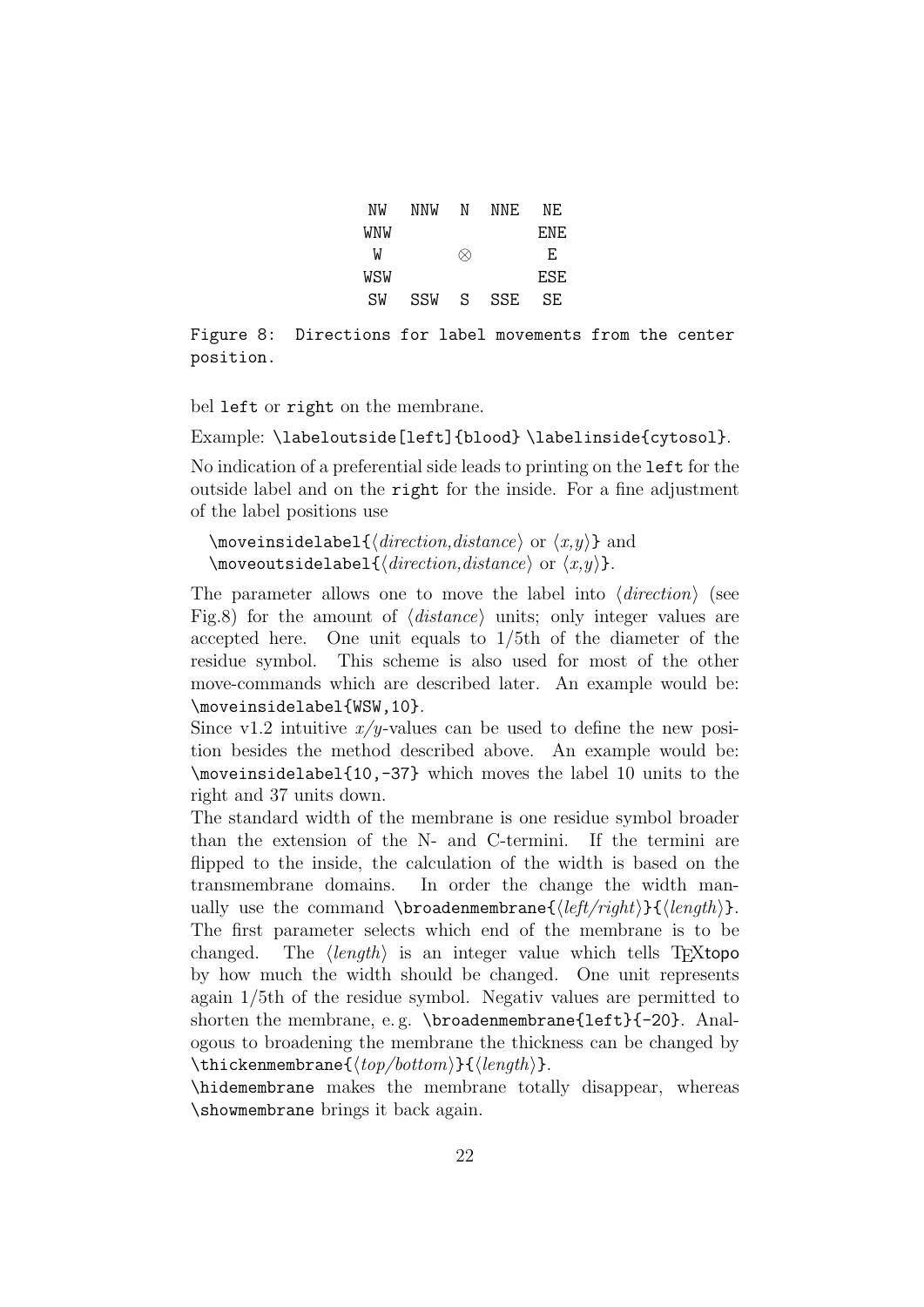| NW | NNW | N | NNE | NE |
|---|---|---|---|---|
| WNW | | | | ENE |
| W | | ⊗ | | E |
| WSW | | | | ESE |
| SW | SSW | S | SSE | SE |

Figure 8: Directions for label movements from the center position.

bel `left` or `right` on the membrane.

Example: `\labeloutside[left]{blood} \labelinside{cytosol}`.

No indication of a preferential side leads to printing on the `left` for the outside label and on the `right` for the inside. For a fine adjustment of the label positions use

`\moveinsidelabel{`⟨*direction,distance*⟩ or ⟨*x,y*⟩`}` and
`\moveoutsidelabel{`⟨*direction,distance*⟩ or ⟨*x,y*⟩`}`.

The parameter allows one to move the label into ⟨*direction*⟩ (see Fig.8) for the amount of ⟨*distance*⟩ units; only integer values are accepted here. One unit equals to 1/5th of the diameter of the residue symbol. This scheme is also used for most of the other move-commands which are described later. An example would be: `\moveinsidelabel{WSW,10}`.

Since v1.2 intuitive $x/y$-values can be used to define the new position besides the method described above. An example would be: `\moveinsidelabel{10,-37}` which moves the label 10 units to the right and 37 units down.

The standard width of the membrane is one residue symbol broader than the extension of the N- and C-termini. If the termini are flipped to the inside, the calculation of the width is based on the transmembrane domains. In order the change the width manually use the command `\broadenmembrane{`⟨*left/right*⟩`}{`⟨*length*⟩`}`. The first parameter selects which end of the membrane is to be changed. The ⟨*length*⟩ is an integer value which tells TEXtopo by how much the width should be changed. One unit represents again 1/5th of the residue symbol. Negativ values are permitted to shorten the membrane, e. g. `\broadenmembrane{left}{-20}`. Analogous to broadening the membrane the thickness can be changed by `\thickenmembrane{`⟨*top/bottom*⟩`}{`⟨*length*⟩`}`.

`\hidemembrane` makes the membrane totally disappear, whereas `\showmembrane` brings it back again.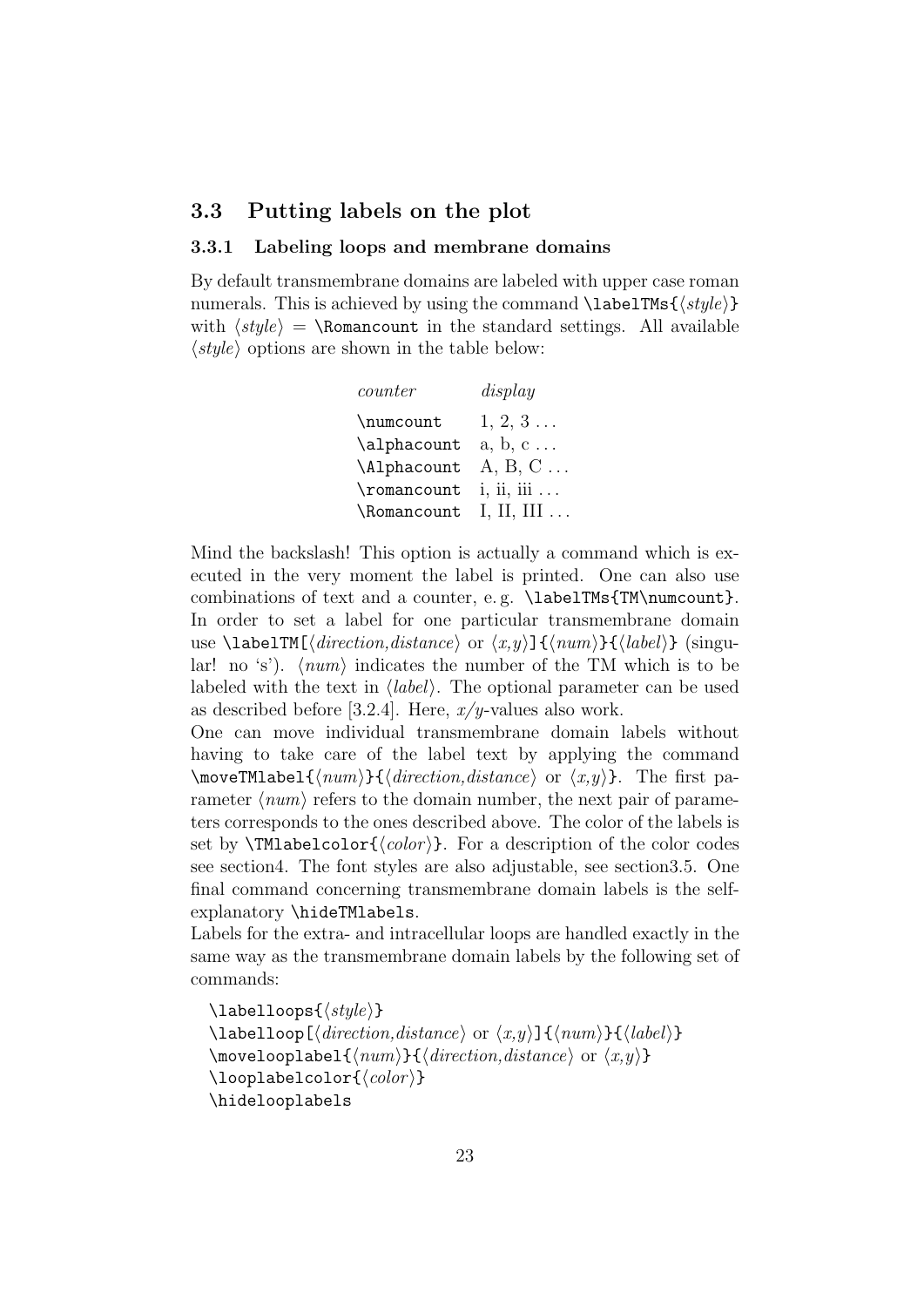## 3.3 Putting labels on the plot

### 3.3.1 Labeling loops and membrane domains

By default transmembrane domains are labeled with upper case roman numerals. This is achieved by using the command `\labelTMs{⟨style⟩}` with ⟨*style*⟩ = `\Romancount` in the standard settings. All available ⟨*style*⟩ options are shown in the table below:

| *counter* | *display* |
|---|---|
| `\numcount` | 1, 2, 3 ... |
| `\alphacount` | a, b, c ... |
| `\Alphacount` | A, B, C ... |
| `\romancount` | i, ii, iii ... |
| `\Romancount` | I, II, III ... |

Mind the backslash! This option is actually a command which is executed in the very moment the label is printed. One can also use combinations of text and a counter, e. g. `\labelTMs{TM\numcount}`. In order to set a label for one particular transmembrane domain use `\labelTM[⟨direction,distance⟩ or ⟨x,y⟩]{⟨num⟩}{⟨label⟩}` (singular! no 's'). ⟨*num*⟩ indicates the number of the TM which is to be labeled with the text in ⟨*label*⟩. The optional parameter can be used as described before [3.2.4]. Here, *x*/*y*-values also work.

One can move individual transmembrane domain labels without having to take care of the label text by applying the command `\moveTMlabel{⟨num⟩}{⟨direction,distance⟩ or ⟨x,y⟩}`. The first parameter ⟨*num*⟩ refers to the domain number, the next pair of parameters corresponds to the ones described above. The color of the labels is set by `\TMlabelcolor{⟨color⟩}`. For a description of the color codes see section4. The font styles are also adjustable, see section3.5. One final command concerning transmembrane domain labels is the self-explanatory `\hideTMlabels`.

Labels for the extra- and intracellular loops are handled exactly in the same way as the transmembrane domain labels by the following set of commands:

```
\labelloops{⟨style⟩}
\labelloop[⟨direction,distance⟩ or ⟨x,y⟩]{⟨num⟩}{⟨label⟩}
\movelooplabel{⟨num⟩}{⟨direction,distance⟩ or ⟨x,y⟩}
\looplabelcolor{⟨color⟩}
\hidelooplabels
```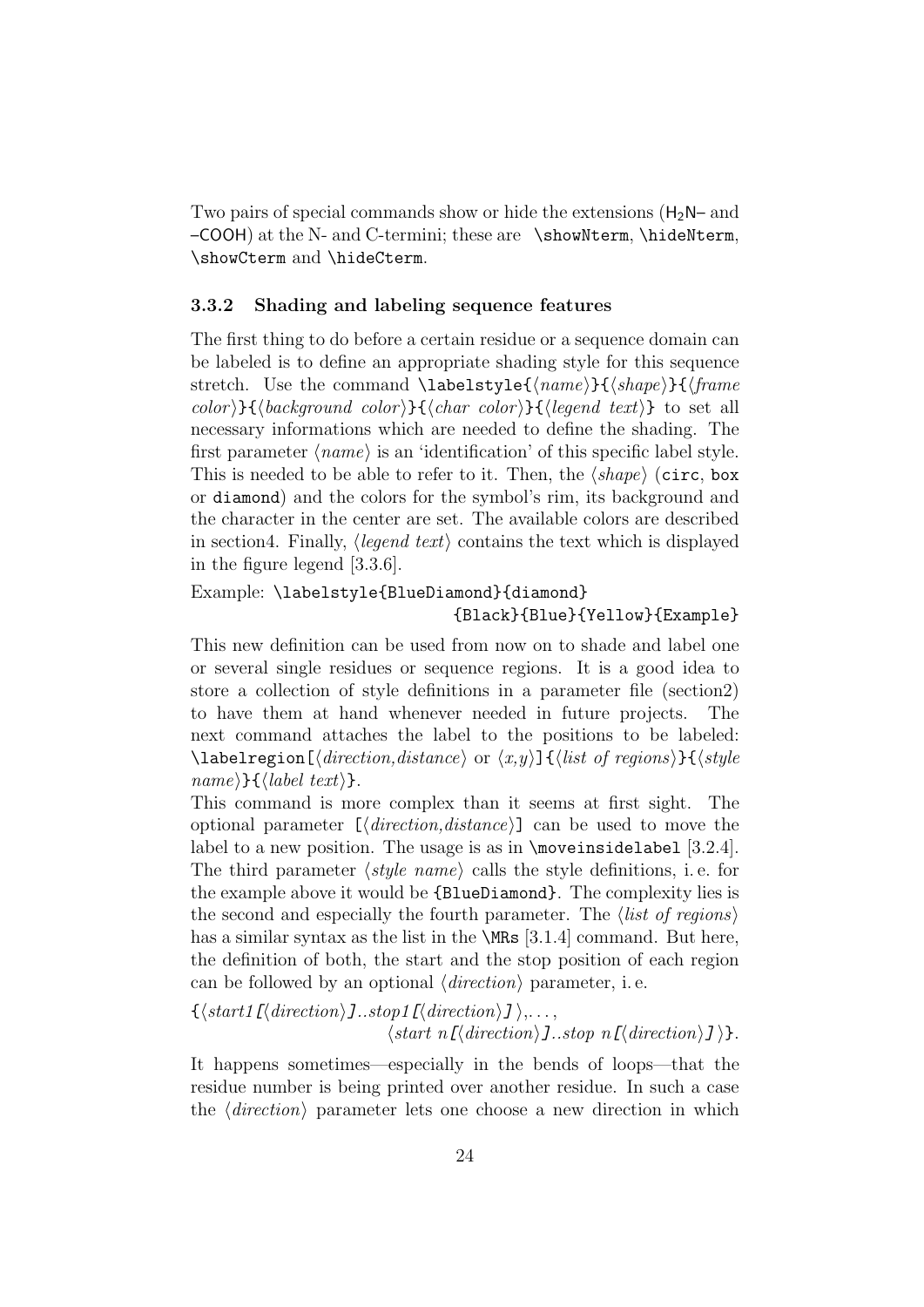Two pairs of special commands show or hide the extensions ($H_2N$– and –COOH) at the N- and C-termini; these are `\showNterm`, `\hideNterm`, `\showCterm` and `\hideCterm`.

### 3.3.2 Shading and labeling sequence features

The first thing to do before a certain residue or a sequence domain can be labeled is to define an appropriate shading style for this sequence stretch. Use the command `\labelstyle{`⟨*name*⟩`}{`⟨*shape*⟩`}{`⟨*frame color*⟩`}{`⟨*background color*⟩`}{`⟨*char color*⟩`}{`⟨*legend text*⟩`}` to set all necessary informations which are needed to define the shading. The first parameter ⟨*name*⟩ is an 'identification' of this specific label style. This is needed to be able to refer to it. Then, the ⟨*shape*⟩ (`circ`, `box` or `diamond`) and the colors for the symbol's rim, its background and the character in the center are set. The available colors are described in section4. Finally, ⟨*legend text*⟩ contains the text which is displayed in the figure legend [3.3.6].

Example: `\labelstyle{BlueDiamond}{diamond}`
`{Black}{Blue}{Yellow}{Example}`

This new definition can be used from now on to shade and label one or several single residues or sequence regions. It is a good idea to store a collection of style definitions in a parameter file (section2) to have them at hand whenever needed in future projects. The next command attaches the label to the positions to be labeled: `\labelregion[`⟨*direction,distance*⟩ or ⟨*x,y*⟩`]{`⟨*list of regions*⟩`}{`⟨*style name*⟩`}{`⟨*label text*⟩`}`.

This command is more complex than it seems at first sight. The optional parameter `[`⟨*direction,distance*⟩`]` can be used to move the label to a new position. The usage is as in `\moveinsidelabel` [3.2.4]. The third parameter ⟨*style name*⟩ calls the style definitions, i. e. for the example above it would be `{BlueDiamond}`. The complexity lies is the second and especially the fourth parameter. The ⟨*list of regions*⟩ has a similar syntax as the list in the `\MRs` [3.1.4] command. But here, the definition of both, the start and the stop position of each region can be followed by an optional ⟨*direction*⟩ parameter, i. e.

`{`⟨*start1*`[`⟨*direction*⟩`]`..*stop1*`[`⟨*direction*⟩`]`⟩,. . . ,
⟨*start n*`[`⟨*direction*⟩`]`..*stop n*`[`⟨*direction*⟩`]`⟩`}`.

It happens sometimes—especially in the bends of loops—that the residue number is being printed over another residue. In such a case the ⟨*direction*⟩ parameter lets one choose a new direction in which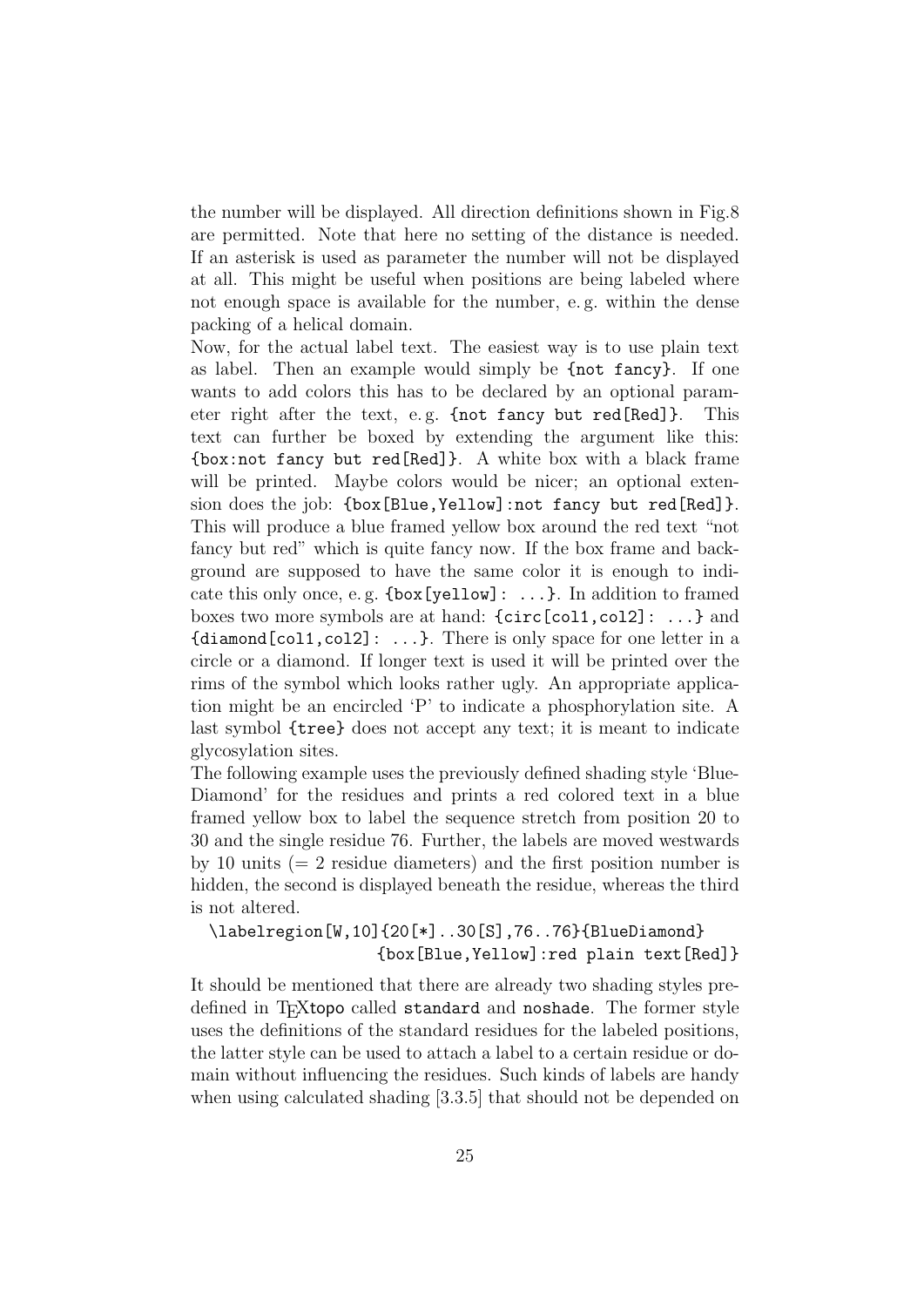the number will be displayed. All direction definitions shown in Fig.8 are permitted. Note that here no setting of the distance is needed. If an asterisk is used as parameter the number will not be displayed at all. This might be useful when positions are being labeled where not enough space is available for the number, e. g. within the dense packing of a helical domain.

Now, for the actual label text. The easiest way is to use plain text as label. Then an example would simply be `{not fancy}`. If one wants to add colors this has to be declared by an optional parameter right after the text, e. g. `{not fancy but red[Red]}`. This text can further be boxed by extending the argument like this: `{box:not fancy but red[Red]}`. A white box with a black frame will be printed. Maybe colors would be nicer; an optional extension does the job: `{box[Blue,Yellow]:not fancy but red[Red]}`. This will produce a blue framed yellow box around the red text "not fancy but red" which is quite fancy now. If the box frame and background are supposed to have the same color it is enough to indicate this only once, e. g. `{box[yellow]: ...}`. In addition to framed boxes two more symbols are at hand: `{circ[col1,col2]: ...}` and `{diamond[col1,col2]: ...}`. There is only space for one letter in a circle or a diamond. If longer text is used it will be printed over the rims of the symbol which looks rather ugly. An appropriate application might be an encircled 'P' to indicate a phosphorylation site. A last symbol `{tree}` does not accept any text; it is meant to indicate glycosylation sites.

The following example uses the previously defined shading style 'BlueDiamond' for the residues and prints a red colored text in a blue framed yellow box to label the sequence stretch from position 20 to 30 and the single residue 76. Further, the labels are moved westwards by 10 units (= 2 residue diameters) and the first position number is hidden, the second is displayed beneath the residue, whereas the third is not altered.

```
\labelregion[W,10]{20[*]..30[S],76..76}{BlueDiamond}
                 {box[Blue,Yellow]:red plain text[Red]}
```

It should be mentioned that there are already two shading styles predefined in TEXtopo called `standard` and `noshade`. The former style uses the definitions of the standard residues for the labeled positions, the latter style can be used to attach a label to a certain residue or domain without influencing the residues. Such kinds of labels are handy when using calculated shading [3.3.5] that should not be depended on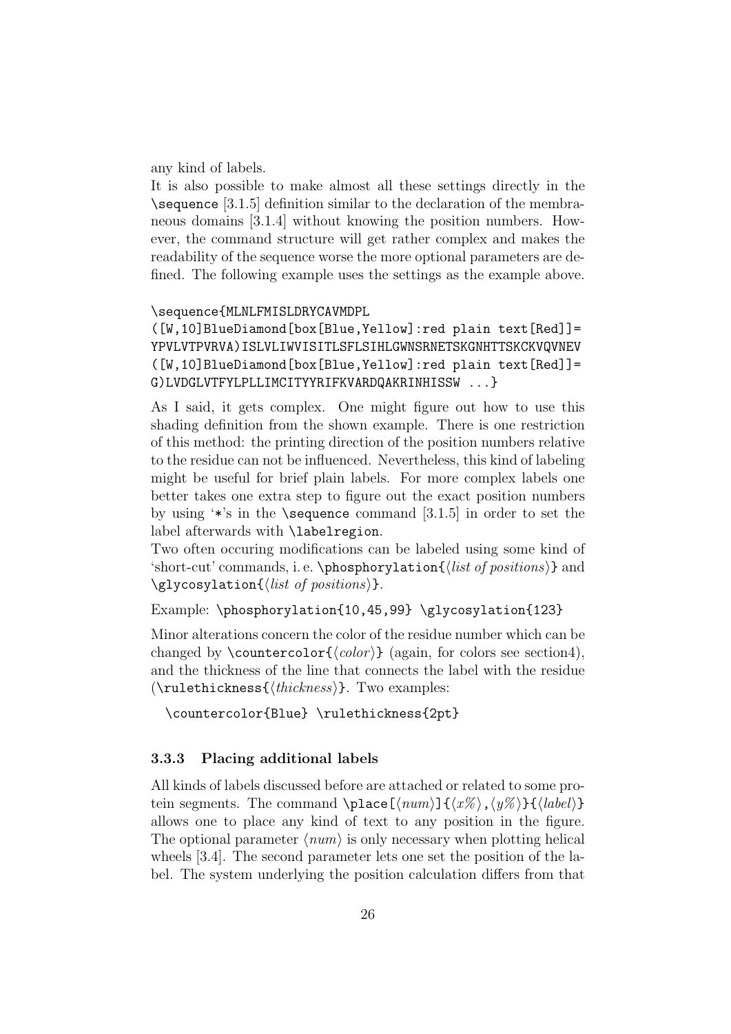any kind of labels.

It is also possible to make almost all these settings directly in the `\sequence` [3.1.5] definition similar to the declaration of the membraneous domains [3.1.4] without knowing the position numbers. However, the command structure will get rather complex and makes the readability of the sequence worse the more optional parameters are defined. The following example uses the settings as the example above.

```
\sequence{MLNLFMISLDRYCAVMDPL
([W,10]BlueDiamond[box[Blue,Yellow]:red plain text[Red]]=
YPVLVTPVRVA)ISLVLIWVISITLSFLSIHLGWNSRNETSKGNHTTSKCKVQVNEV
([W,10]BlueDiamond[box[Blue,Yellow]:red plain text[Red]]=
G)LVDGLVTFYLPLLIMCITYYRIFKVARDQAKRINHISSW ...}
```

As I said, it gets complex. One might figure out how to use this shading definition from the shown example. There is one restriction of this method: the printing direction of the position numbers relative to the residue can not be influenced. Nevertheless, this kind of labeling might be useful for brief plain labels. For more complex labels one better takes one extra step to figure out the exact position numbers by using '*'s in the `\sequence` command [3.1.5] in order to set the label afterwards with `\labelregion`.

Two often occuring modifications can be labeled using some kind of 'short-cut' commands, i. e. `\phosphorylation{`⟨*list of positions*⟩`}` and `\glycosylation{`⟨*list of positions*⟩`}`.

Example: `\phosphorylation{10,45,99} \glycosylation{123}`

Minor alterations concern the color of the residue number which can be changed by `\countercolor{`⟨*color*⟩`}` (again, for colors see section4), and the thickness of the line that connects the label with the residue (`\rulethickness{`⟨*thickness*⟩`}`. Two examples:

```
\countercolor{Blue} \rulethickness{2pt}
```

### 3.3.3 Placing additional labels

All kinds of labels discussed before are attached or related to some protein segments. The command `\place[`⟨*num*⟩`]{`⟨*x%*⟩`,`⟨*y%*⟩`}{`⟨*label*⟩`}` allows one to place any kind of text to any position in the figure. The optional parameter ⟨*num*⟩ is only necessary when plotting helical wheels [3.4]. The second parameter lets one set the position of the label. The system underlying the position calculation differs from that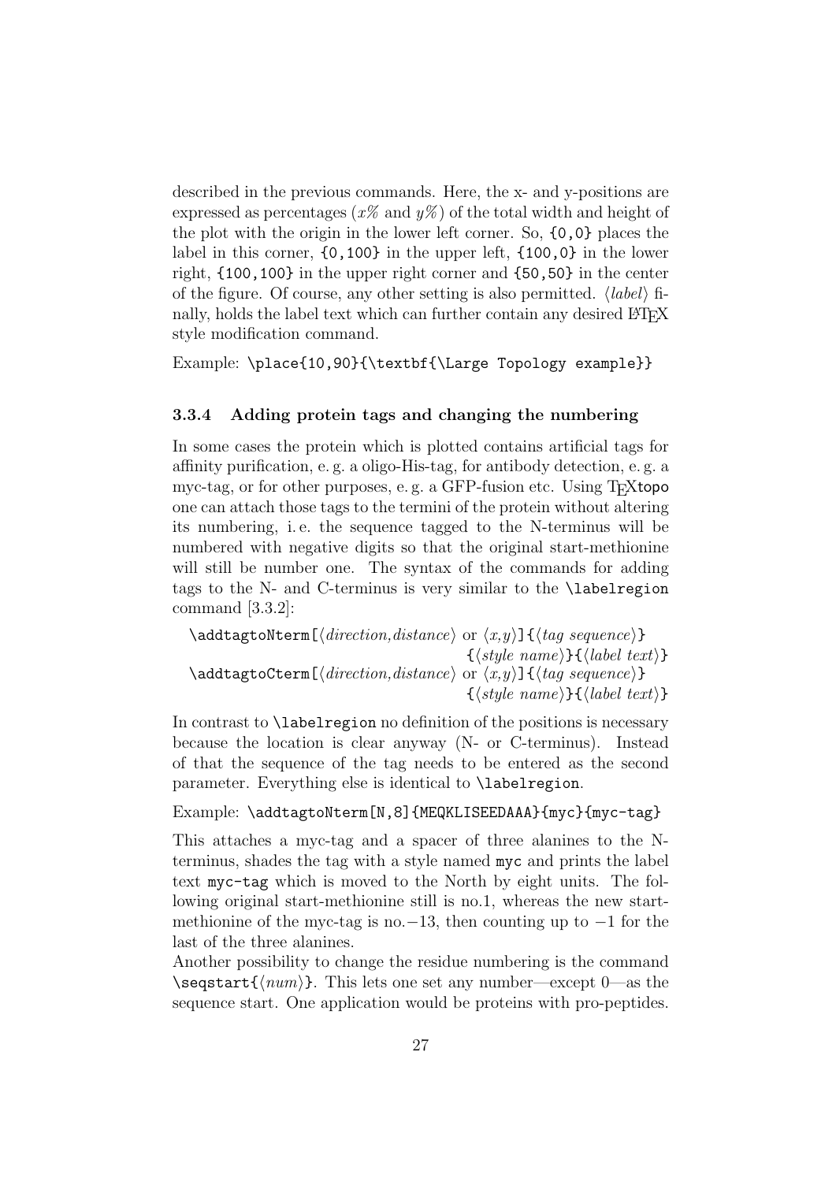described in the previous commands. Here, the x- and y-positions are expressed as percentages ($x\%$ and $y\%$) of the total width and height of the plot with the origin in the lower left corner. So, `{0,0}` places the label in this corner, `{0,100}` in the upper left, `{100,0}` in the lower right, `{100,100}` in the upper right corner and `{50,50}` in the center of the figure. Of course, any other setting is also permitted. ⟨*label*⟩ finally, holds the label text which can further contain any desired LaTeX style modification command.

Example: `\place{10,90}{\textbf{\Large Topology example}}`

### 3.3.4 Adding protein tags and changing the numbering

In some cases the protein which is plotted contains artificial tags for affinity purification, e. g. a oligo-His-tag, for antibody detection, e. g. a myc-tag, or for other purposes, e. g. a GFP-fusion etc. Using TeXtopo one can attach those tags to the termini of the protein without altering its numbering, i. e. the sequence tagged to the N-terminus will be numbered with negative digits so that the original start-methionine will still be number one. The syntax of the commands for adding tags to the N- and C-terminus is very similar to the `\labelregion` command [3.3.2]:

```
\addtagtoNterm[⟨direction,distance⟩ or ⟨x,y⟩]{⟨tag sequence⟩}
                                    {⟨style name⟩}{⟨label text⟩}
\addtagtoCterm[⟨direction,distance⟩ or ⟨x,y⟩]{⟨tag sequence⟩}
                                    {⟨style name⟩}{⟨label text⟩}
```

In contrast to `\labelregion` no definition of the positions is necessary because the location is clear anyway (N- or C-terminus). Instead of that the sequence of the tag needs to be entered as the second parameter. Everything else is identical to `\labelregion`.

Example: `\addtagtoNterm[N,8]{MEQKLISEEDAAA}{myc}{myc-tag}`

This attaches a myc-tag and a spacer of three alanines to the N-terminus, shades the tag with a style named `myc` and prints the label text `myc-tag` which is moved to the North by eight units. The following original start-methionine still is no.1, whereas the new start-methionine of the myc-tag is no.$-13$, then counting up to $-1$ for the last of the three alanines.

Another possibility to change the residue numbering is the command `\seqstart{⟨num⟩}`. This lets one set any number—except 0—as the sequence start. One application would be proteins with pro-peptides.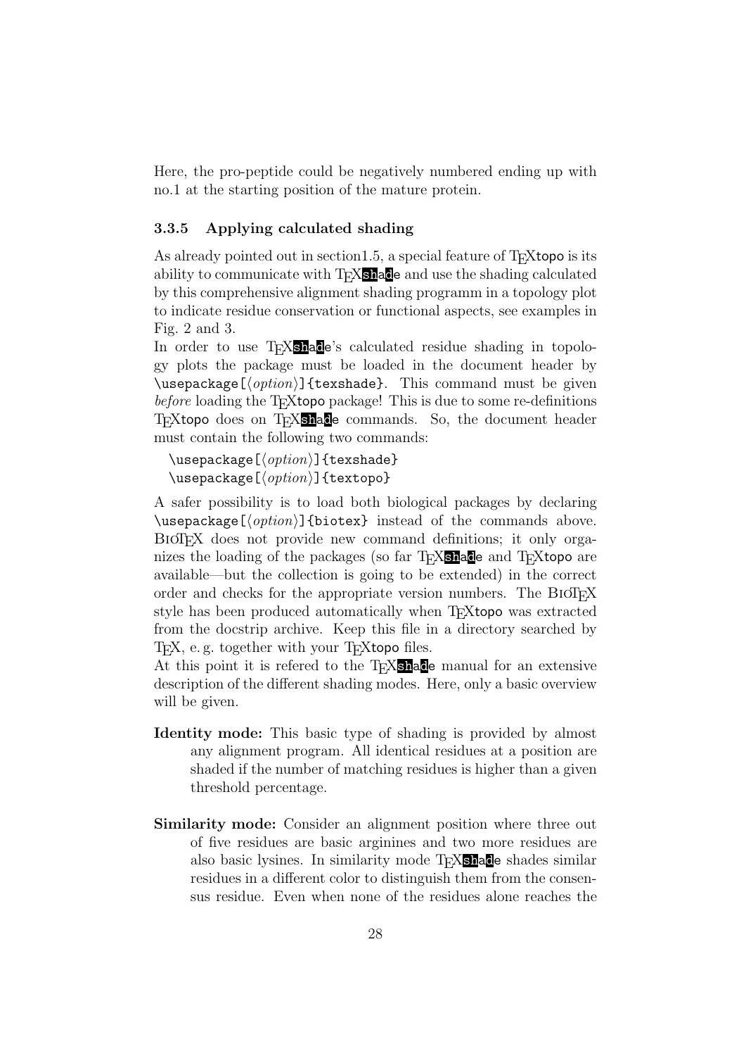Here, the pro-peptide could be negatively numbered ending up with no.1 at the starting position of the mature protein.

### 3.3.5 Applying calculated shading

As already pointed out in section1.5, a special feature of TEXtopo is its ability to communicate with TEXshade and use the shading calculated by this comprehensive alignment shading programm in a topology plot to indicate residue conservation or functional aspects, see examples in Fig. 2 and 3.

In order to use TEXshade's calculated residue shading in topology plots the package must be loaded in the document header by `\usepackage[⟨option⟩]{texshade}`. This command must be given *before* loading the TEXtopo package! This is due to some re-definitions TEXtopo does on TEXshade commands. So, the document header must contain the following two commands:

```
\usepackage[⟨option⟩]{texshade}
\usepackage[⟨option⟩]{textopo}
```

A safer possibility is to load both biological packages by declaring `\usepackage[⟨option⟩]{biotex}` instead of the commands above. BIOTEX does not provide new command definitions; it only organizes the loading of the packages (so far TEXshade and TEXtopo are available—but the collection is going to be extended) in the correct order and checks for the appropriate version numbers. The BIOTEX style has been produced automatically when TEXtopo was extracted from the docstrip archive. Keep this file in a directory searched by TEX, e. g. together with your TEXtopo files.

At this point it is refered to the TEXshade manual for an extensive description of the different shading modes. Here, only a basic overview will be given.

**Identity mode:** This basic type of shading is provided by almost any alignment program. All identical residues at a position are shaded if the number of matching residues is higher than a given threshold percentage.

**Similarity mode:** Consider an alignment position where three out of five residues are basic arginines and two more residues are also basic lysines. In similarity mode TEXshade shades similar residues in a different color to distinguish them from the consensus residue. Even when none of the residues alone reaches the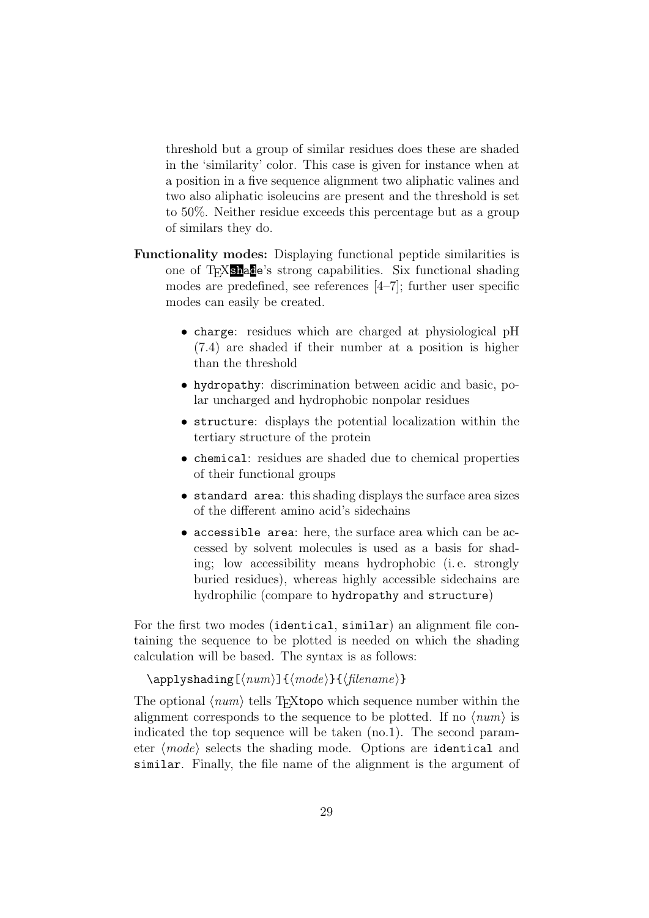threshold but a group of similar residues does these are shaded in the 'similarity' color. This case is given for instance when at a position in a five sequence alignment two aliphatic valines and two also aliphatic isoleucins are present and the threshold is set to 50%. Neither residue exceeds this percentage but as a group of similars they do.

**Functionality modes:** Displaying functional peptide similarities is one of TEXshade's strong capabilities. Six functional shading modes are predefined, see references [4–7]; further user specific modes can easily be created.

- `charge`: residues which are charged at physiological pH (7.4) are shaded if their number at a position is higher than the threshold
- `hydropathy`: discrimination between acidic and basic, polar uncharged and hydrophobic nonpolar residues
- `structure`: displays the potential localization within the tertiary structure of the protein
- `chemical`: residues are shaded due to chemical properties of their functional groups
- `standard area`: this shading displays the surface area sizes of the different amino acid's sidechains
- `accessible area`: here, the surface area which can be accessed by solvent molecules is used as a basis for shading; low accessibility means hydrophobic (i. e. strongly buried residues), whereas highly accessible sidechains are hydrophilic (compare to `hydropathy` and `structure`)

For the first two modes (`identical`, `similar`) an alignment file containing the sequence to be plotted is needed on which the shading calculation will be based. The syntax is as follows:

```
\applyshading[⟨num⟩]{⟨mode⟩}{⟨filename⟩}
```

The optional ⟨*num*⟩ tells TEXtopo which sequence number within the alignment corresponds to the sequence to be plotted. If no ⟨*num*⟩ is indicated the top sequence will be taken (no.1). The second parameter ⟨*mode*⟩ selects the shading mode. Options are `identical` and `similar`. Finally, the file name of the alignment is the argument of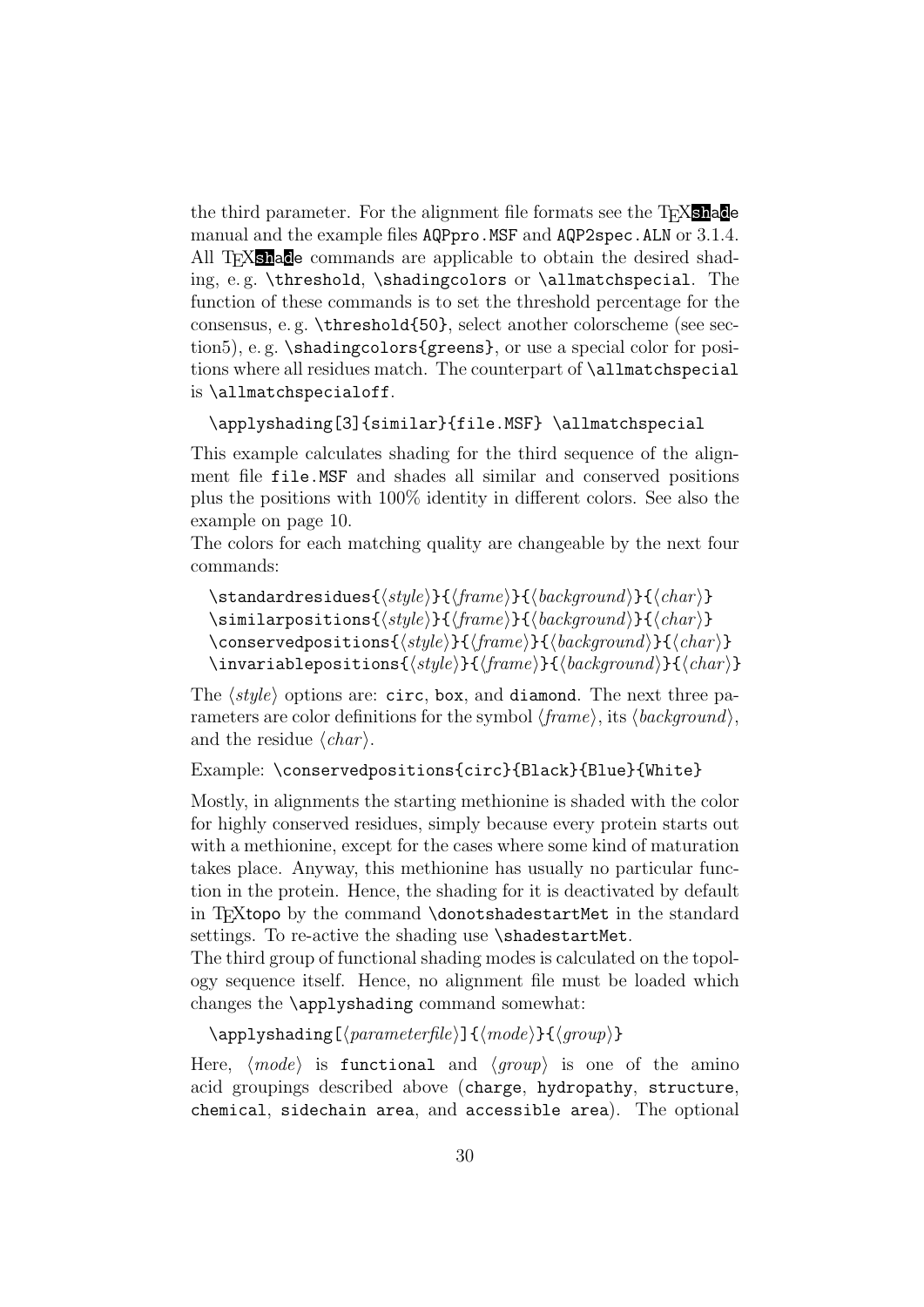the third parameter. For the alignment file formats see the TeXshade manual and the example files `AQPpro.MSF` and `AQP2spec.ALN` or 3.1.4. All TeXshade commands are applicable to obtain the desired shading, e. g. `\threshold`, `\shadingcolors` or `\allmatchspecial`. The function of these commands is to set the threshold percentage for the consensus, e. g. `\threshold{50}`, select another colorscheme (see section5), e. g. `\shadingcolors{greens}`, or use a special color for positions where all residues match. The counterpart of `\allmatchspecial` is `\allmatchspecialoff`.

```
\applyshading[3]{similar}{file.MSF} \allmatchspecial
```

This example calculates shading for the third sequence of the alignment file `file.MSF` and shades all similar and conserved positions plus the positions with 100% identity in different colors. See also the example on page 10.

The colors for each matching quality are changeable by the next four commands:

```
\standardresidues{⟨style⟩}{⟨frame⟩}{⟨background⟩}{⟨char⟩}
\similarpositions{⟨style⟩}{⟨frame⟩}{⟨background⟩}{⟨char⟩}
\conservedpositions{⟨style⟩}{⟨frame⟩}{⟨background⟩}{⟨char⟩}
\invariablepositions{⟨style⟩}{⟨frame⟩}{⟨background⟩}{⟨char⟩}
```

The ⟨*style*⟩ options are: `circ`, `box`, and `diamond`. The next three parameters are color definitions for the symbol ⟨*frame*⟩, its ⟨*background*⟩, and the residue ⟨*char*⟩.

Example: `\conservedpositions{circ}{Black}{Blue}{White}`

Mostly, in alignments the starting methionine is shaded with the color for highly conserved residues, simply because every protein starts out with a methionine, except for the cases where some kind of maturation takes place. Anyway, this methionine has usually no particular function in the protein. Hence, the shading for it is deactivated by default in TeXtopo by the command `\donotshadestartMet` in the standard settings. To re-active the shading use `\shadestartMet`.

The third group of functional shading modes is calculated on the topology sequence itself. Hence, no alignment file must be loaded which changes the `\applyshading` command somewhat:

```
\applyshading[⟨parameterfile⟩]{⟨mode⟩}{⟨group⟩}
```

Here, ⟨*mode*⟩ is `functional` and ⟨*group*⟩ is one of the amino acid groupings described above (`charge`, `hydropathy`, `structure`, `chemical`, `sidechain area`, and `accessible area`). The optional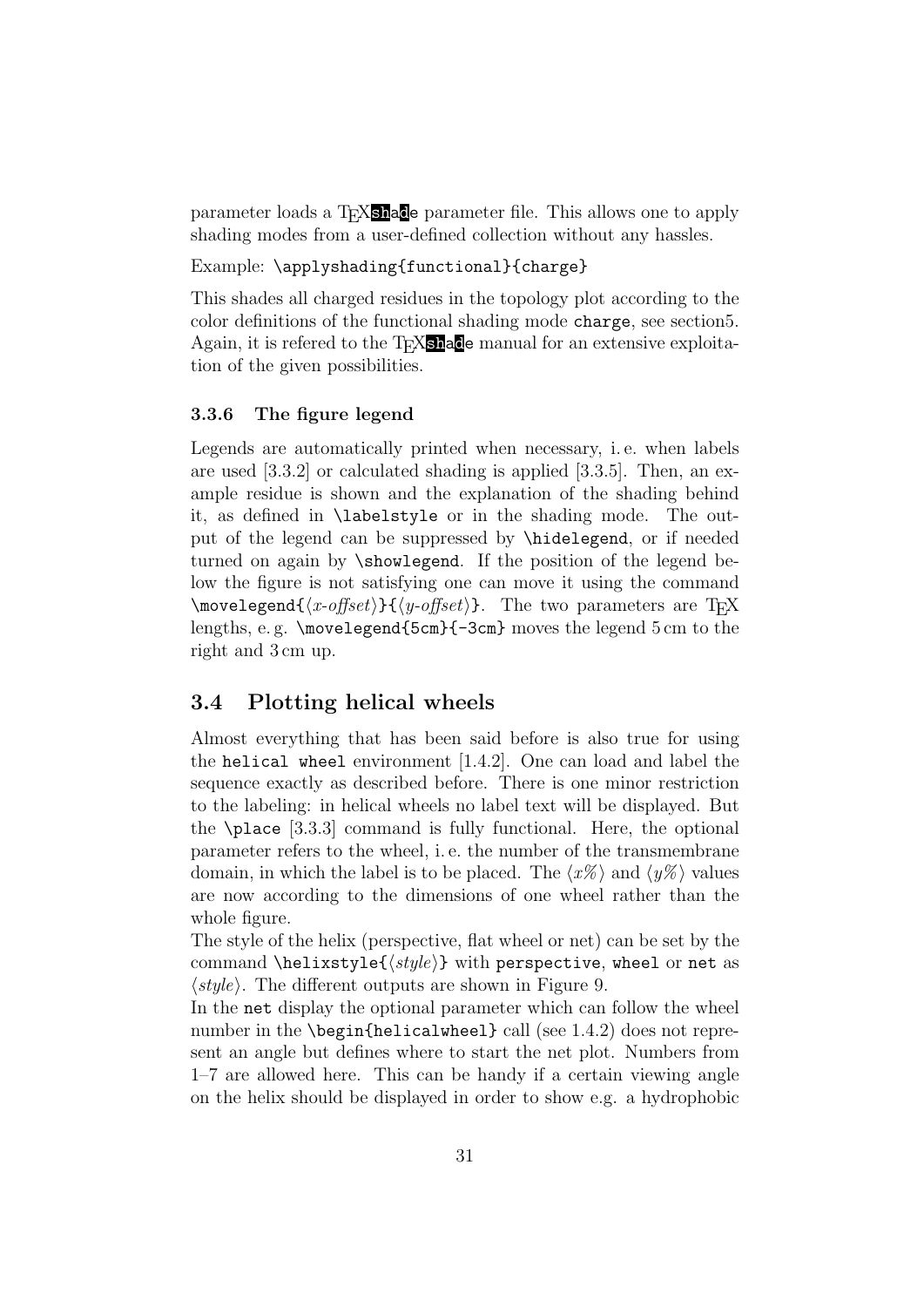parameter loads a TEXshade parameter file. This allows one to apply shading modes from a user-defined collection without any hassles.

Example: `\applyshading{functional}{charge}`

This shades all charged residues in the topology plot according to the color definitions of the functional shading mode `charge`, see section5. Again, it is refered to the TEXshade manual for an extensive exploitation of the given possibilities.

#### 3.3.6 The figure legend

Legends are automatically printed when necessary, i. e. when labels are used [3.3.2] or calculated shading is applied [3.3.5]. Then, an example residue is shown and the explanation of the shading behind it, as defined in `\labelstyle` or in the shading mode. The output of the legend can be suppressed by `\hidelegend`, or if needed turned on again by `\showlegend`. If the position of the legend below the figure is not satisfying one can move it using the command `\movelegend{`⟨*x-offset*⟩`}{`⟨*y-offset*⟩`}`. The two parameters are TEX lengths, e. g. `\movelegend{5cm}{-3cm}` moves the legend 5 cm to the right and 3 cm up.

### 3.4 Plotting helical wheels

Almost everything that has been said before is also true for using the `helical wheel` environment [1.4.2]. One can load and label the sequence exactly as described before. There is one minor restriction to the labeling: in helical wheels no label text will be displayed. But the `\place` [3.3.3] command is fully functional. Here, the optional parameter refers to the wheel, i. e. the number of the transmembrane domain, in which the label is to be placed. The ⟨*x%*⟩ and ⟨*y%*⟩ values are now according to the dimensions of one wheel rather than the whole figure.

The style of the helix (perspective, flat wheel or net) can be set by the command `\helixstyle{`⟨*style*⟩`}` with `perspective`, `wheel` or `net` as ⟨*style*⟩. The different outputs are shown in Figure 9.

In the `net` display the optional parameter which can follow the wheel number in the `\begin{helicalwheel}` call (see 1.4.2) does not represent an angle but defines where to start the net plot. Numbers from 1–7 are allowed here. This can be handy if a certain viewing angle on the helix should be displayed in order to show e.g. a hydrophobic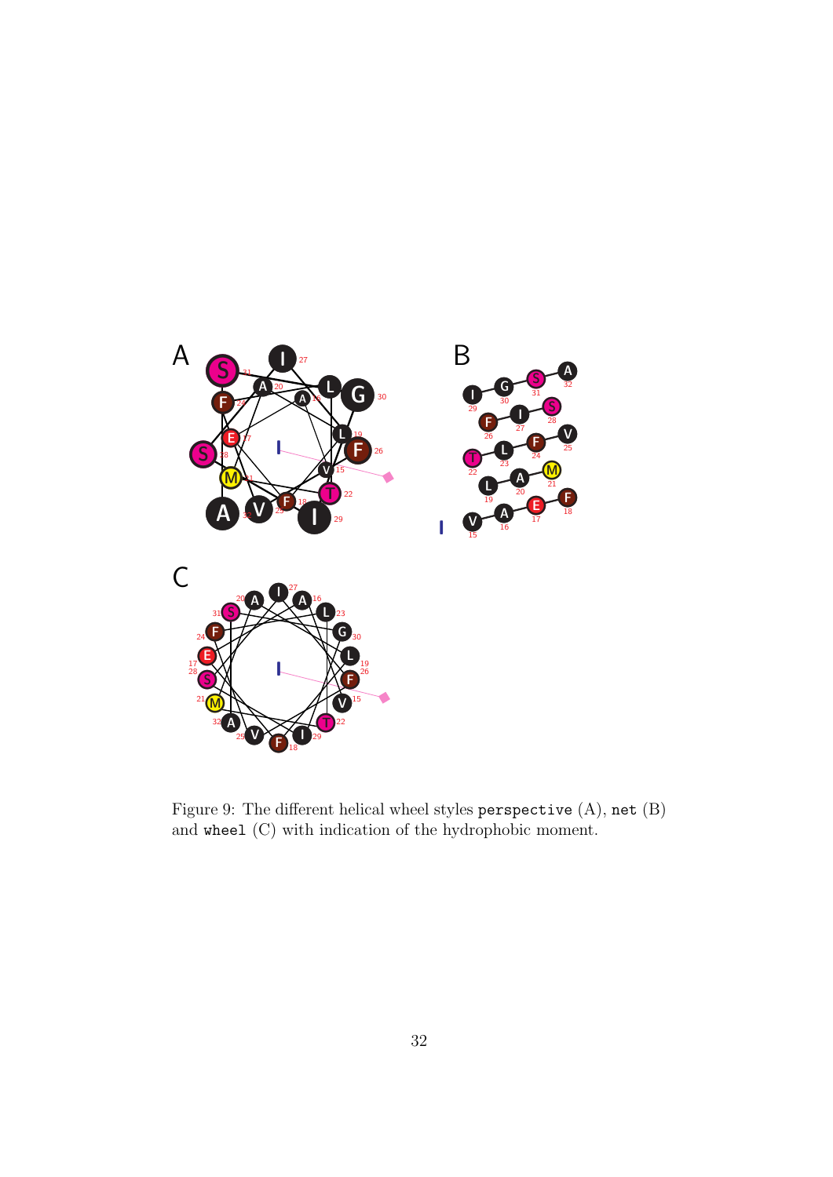Figure 9: The different helical wheel styles `perspective` (A), `net` (B) and `wheel` (C) with indication of the hydrophobic moment.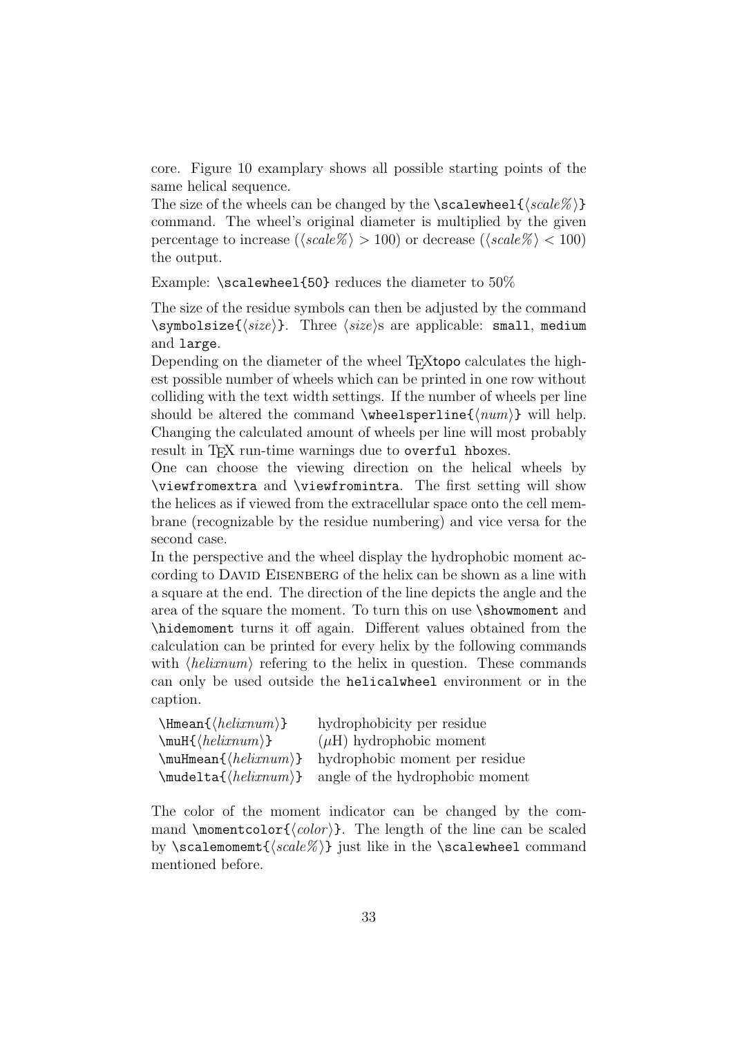core. Figure 10 examplary shows all possible starting points of the same helical sequence.
The size of the wheels can be changed by the `\scalewheel{⟨scale%⟩}` command. The wheel's original diameter is multiplied by the given percentage to increase (⟨*scale%*⟩ > 100) or decrease (⟨*scale%*⟩ < 100) the output.

Example: `\scalewheel{50}` reduces the diameter to 50%

The size of the residue symbols can then be adjusted by the command `\symbolsize{⟨size⟩}`. Three ⟨*size*⟩s are applicable: `small`, `medium` and `large`.
Depending on the diameter of the wheel TEXtopo calculates the highest possible number of wheels which can be printed in one row without colliding with the text width settings. If the number of wheels per line should be altered the command `\wheelsperline{⟨num⟩}` will help. Changing the calculated amount of wheels per line will most probably result in TEX run-time warnings due to `overful hbox`es.
One can choose the viewing direction on the helical wheels by `\viewfromextra` and `\viewfromintra`. The first setting will show the helices as if viewed from the extracellular space onto the cell membrane (recognizable by the residue numbering) and vice versa for the second case.
In the perspective and the wheel display the hydrophobic moment according to David Eisenberg of the helix can be shown as a line with a square at the end. The direction of the line depicts the angle and the area of the square the moment. To turn this on use `\showmoment` and `\hidemoment` turns it off again. Different values obtained from the calculation can be printed for every helix by the following commands with ⟨*helixnum*⟩ refering to the helix in question. These commands can only be used outside the `helicalwheel` environment or in the caption.

| | |
|---|---|
| `\Hmean{⟨helixnum⟩}` | hydrophobicity per residue |
| `\muH{⟨helixnum⟩}` | ($\mu$H) hydrophobic moment |
| `\muHmean{⟨helixnum⟩}` | hydrophobic moment per residue |
| `\mudelta{⟨helixnum⟩}` | angle of the hydrophobic moment |

The color of the moment indicator can be changed by the command `\momentcolor{⟨color⟩}`. The length of the line can be scaled by `\scalemomemt{⟨scale%⟩}` just like in the `\scalewheel` command mentioned before.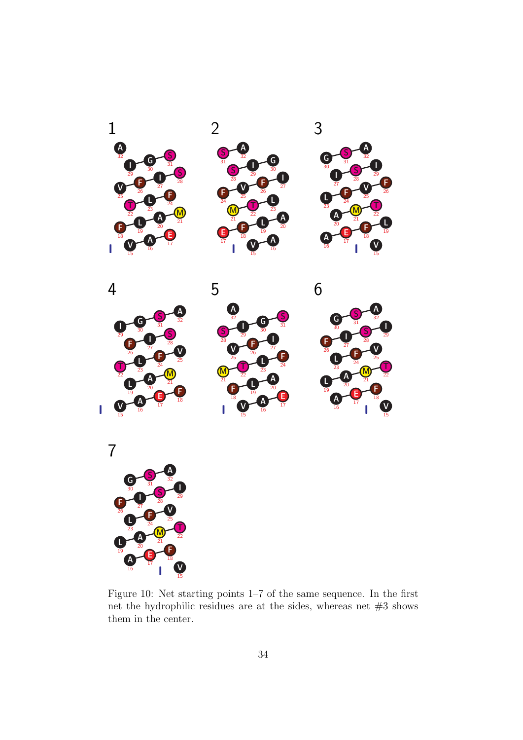Figure 10: Net starting points 1–7 of the same sequence. In the first net the hydrophilic residues are at the sides, whereas net #3 shows them in the center.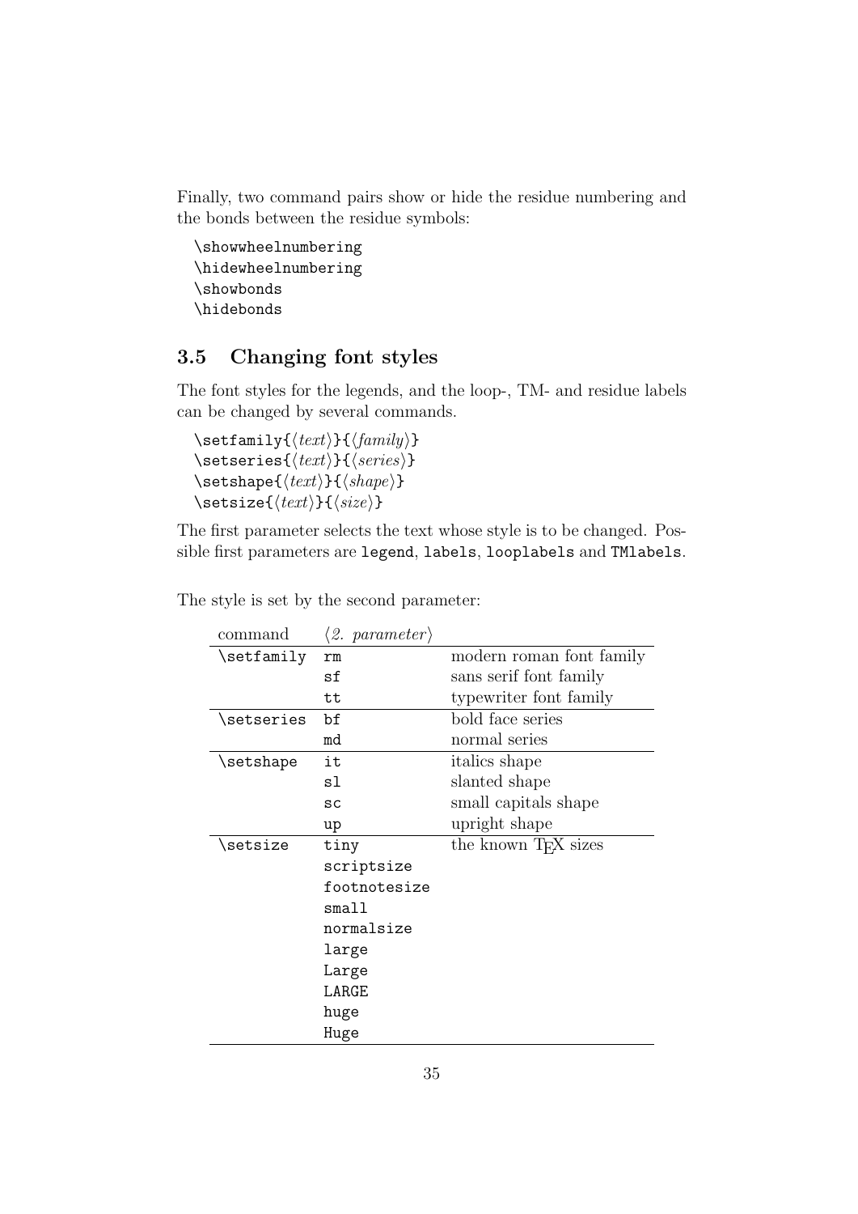Finally, two command pairs show or hide the residue numbering and the bonds between the residue symbols:

```
\showwheelnumbering
\hidewheelnumbering
\showbonds
\hidebonds
```

### 3.5 Changing font styles

The font styles for the legends, and the loop-, TM- and residue labels can be changed by several commands.

```
\setfamily{⟨text⟩}{⟨family⟩}
\setseries{⟨text⟩}{⟨series⟩}
\setshape{⟨text⟩}{⟨shape⟩}
\setsize{⟨text⟩}{⟨size⟩}
```

The first parameter selects the text whose style is to be changed. Possible first parameters are `legend`, `labels`, `looplabels` and `TMlabels`.

The style is set by the second parameter:

| command | ⟨*2. parameter*⟩ | |
|---|---|---|
| `\setfamily` | `rm` | modern roman font family |
| | `sf` | sans serif font family |
| | `tt` | typewriter font family |
| `\setseries` | `bf` | bold face series |
| | `md` | normal series |
| `\setshape` | `it` | italics shape |
| | `sl` | slanted shape |
| | `sc` | small capitals shape |
| | `up` | upright shape |
| `\setsize` | `tiny` | the known TEX sizes |
| | `scriptsize` | |
| | `footnotesize` | |
| | `small` | |
| | `normalsize` | |
| | `large` | |
| | `Large` | |
| | `LARGE` | |
| | `huge` | |
| | `Huge` | |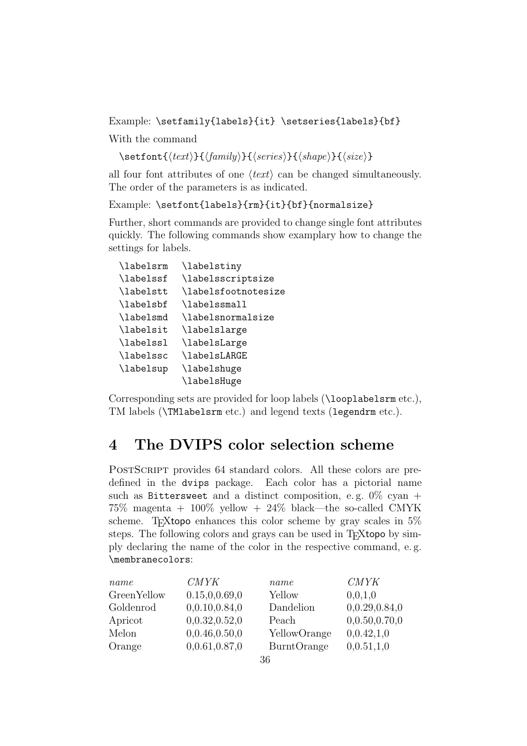Example: `\setfamily{labels}{it} \setseries{labels}{bf}`

With the command

`\setfont{⟨text⟩}{⟨family⟩}{⟨series⟩}{⟨shape⟩}{⟨size⟩}`

all four font attributes of one ⟨*text*⟩ can be changed simultaneously. The order of the parameters is as indicated.

Example: `\setfont{labels}{rm}{it}{bf}{normalsize}`

Further, short commands are provided to change single font attributes quickly. The following commands show examplary how to change the settings for labels.

```
\labelsrm   \labelstiny
\labelssf   \labelsscriptsize
\labelstt   \labelsfootnotesize
\labelsbf   \labelssmall
\labelsmd   \labelsnormalsize
\labelsit   \labelslarge
\labelssl   \labelsLarge
\labelssc   \labelsLARGE
\labelsup   \labelshuge
            \labelsHuge
```

Corresponding sets are provided for loop labels (`\looplabelsrm` etc.), TM labels (`\TMlabelsrm` etc.) and legend texts (`legendrm` etc.).

## 4 The DVIPS color selection scheme

PostScript provides 64 standard colors. All these colors are predefined in the `dvips` package. Each color has a pictorial name such as `Bittersweet` and a distinct composition, e. g. 0% cyan + 75% magenta + 100% yellow + 24% black—the so-called CMYK scheme. TeXtopo enhances this color scheme by gray scales in 5% steps. The following colors and grays can be used in TeXtopo by simply declaring the name of the color in the respective command, e. g. `\membranecolors`:

| *name* | *CMYK* | *name* | *CMYK* |
|---|---|---|---|
| GreenYellow | 0.15,0,0.69,0 | Yellow | 0,0,1,0 |
| Goldenrod | 0,0.10,0.84,0 | Dandelion | 0,0.29,0.84,0 |
| Apricot | 0,0.32,0.52,0 | Peach | 0,0.50,0.70,0 |
| Melon | 0,0.46,0.50,0 | YellowOrange | 0,0.42,1,0 |
| Orange | 0,0.61,0.87,0 | BurntOrange | 0,0.51,1,0 |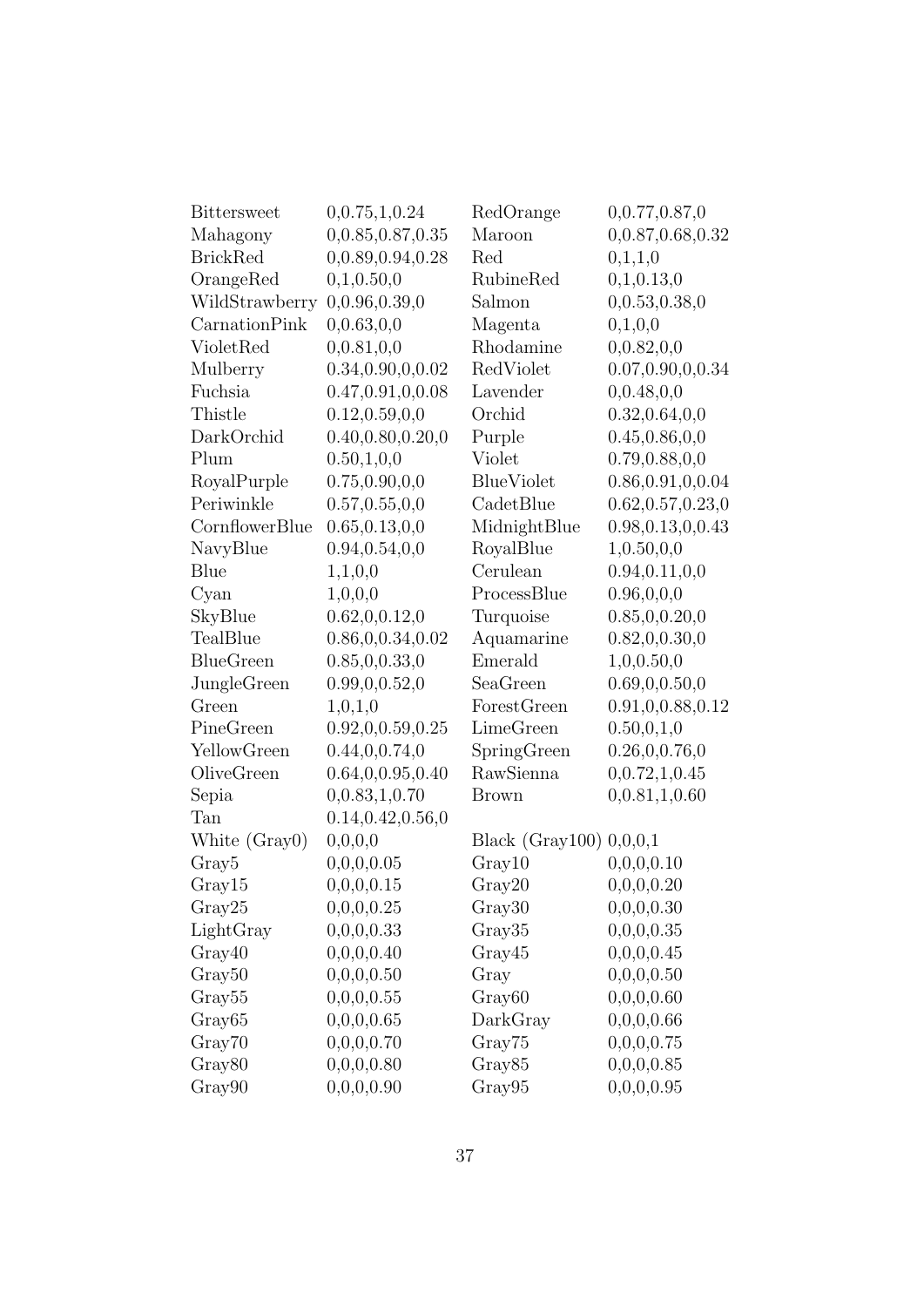| | | | |
|---|---|---|---|
| Bittersweet | 0,0.75,1,0.24 | RedOrange | 0,0.77,0.87,0 |
| Mahagony | 0,0.85,0.87,0.35 | Maroon | 0,0.87,0.68,0.32 |
| BrickRed | 0,0.89,0.94,0.28 | Red | 0,1,1,0 |
| OrangeRed | 0,1,0.50,0 | RubineRed | 0,1,0.13,0 |
| WildStrawberry | 0,0.96,0.39,0 | Salmon | 0,0.53,0.38,0 |
| CarnationPink | 0,0.63,0,0 | Magenta | 0,1,0,0 |
| VioletRed | 0,0.81,0,0 | Rhodamine | 0,0.82,0,0 |
| Mulberry | 0.34,0.90,0,0.02 | RedViolet | 0.07,0.90,0,0.34 |
| Fuchsia | 0.47,0.91,0,0.08 | Lavender | 0,0.48,0,0 |
| Thistle | 0.12,0.59,0,0 | Orchid | 0.32,0.64,0,0 |
| DarkOrchid | 0.40,0.80,0.20,0 | Purple | 0.45,0.86,0,0 |
| Plum | 0.50,1,0,0 | Violet | 0.79,0.88,0,0 |
| RoyalPurple | 0.75,0.90,0,0 | BlueViolet | 0.86,0.91,0,0.04 |
| Periwinkle | 0.57,0.55,0,0 | CadetBlue | 0.62,0.57,0.23,0 |
| CornflowerBlue | 0.65,0.13,0,0 | MidnightBlue | 0.98,0.13,0,0.43 |
| NavyBlue | 0.94,0.54,0,0 | RoyalBlue | 1,0.50,0,0 |
| Blue | 1,1,0,0 | Cerulean | 0.94,0.11,0,0 |
| Cyan | 1,0,0,0 | ProcessBlue | 0.96,0,0,0 |
| SkyBlue | 0.62,0,0.12,0 | Turquoise | 0.85,0,0.20,0 |
| TealBlue | 0.86,0,0.34,0.02 | Aquamarine | 0.82,0,0.30,0 |
| BlueGreen | 0.85,0,0.33,0 | Emerald | 1,0,0.50,0 |
| JungleGreen | 0.99,0,0.52,0 | SeaGreen | 0.69,0,0.50,0 |
| Green | 1,0,1,0 | ForestGreen | 0.91,0,0.88,0.12 |
| PineGreen | 0.92,0,0.59,0.25 | LimeGreen | 0.50,0,1,0 |
| YellowGreen | 0.44,0,0.74,0 | SpringGreen | 0.26,0,0.76,0 |
| OliveGreen | 0.64,0,0.95,0.40 | RawSienna | 0,0.72,1,0.45 |
| Sepia | 0,0.83,1,0.70 | Brown | 0,0.81,1,0.60 |
| Tan | 0.14,0.42,0.56,0 | | |
| White (Gray0) | 0,0,0,0 | Black (Gray100) | 0,0,0,1 |
| Gray5 | 0,0,0,0.05 | Gray10 | 0,0,0,0.10 |
| Gray15 | 0,0,0,0.15 | Gray20 | 0,0,0,0.20 |
| Gray25 | 0,0,0,0.25 | Gray30 | 0,0,0,0.30 |
| LightGray | 0,0,0,0.33 | Gray35 | 0,0,0,0.35 |
| Gray40 | 0,0,0,0.40 | Gray45 | 0,0,0,0.45 |
| Gray50 | 0,0,0,0.50 | Gray | 0,0,0,0.50 |
| Gray55 | 0,0,0,0.55 | Gray60 | 0,0,0,0.60 |
| Gray65 | 0,0,0,0.65 | DarkGray | 0,0,0,0.66 |
| Gray70 | 0,0,0,0.70 | Gray75 | 0,0,0,0.75 |
| Gray80 | 0,0,0,0.80 | Gray85 | 0,0,0,0.85 |
| Gray90 | 0,0,0,0.90 | Gray95 | 0,0,0,0.95 |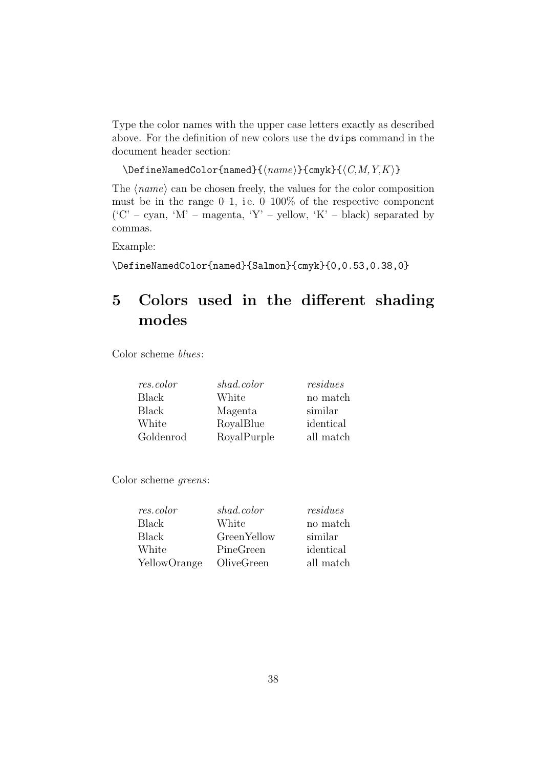Type the color names with the upper case letters exactly as described above. For the definition of new colors use the `dvips` command in the document header section:

```
\DefineNamedColor{named}{⟨name⟩}{cmyk}{⟨C,M,Y,K⟩}
```

The ⟨*name*⟩ can be chosen freely, the values for the color composition must be in the range 0–1, i.e. 0–100% of the respective component ('C' – cyan, 'M' – magenta, 'Y' – yellow, 'K' – black) separated by commas.

Example:

```
\DefineNamedColor{named}{Salmon}{cmyk}{0,0.53,0.38,0}
```

# 5 Colors used in the different shading modes

Color scheme *blues*:

| *res.color* | *shad.color* | *residues* |
|---|---|---|
| Black | White | no match |
| Black | Magenta | similar |
| White | RoyalBlue | identical |
| Goldenrod | RoyalPurple | all match |

Color scheme *greens*:

| *res.color* | *shad.color* | *residues* |
|---|---|---|
| Black | White | no match |
| Black | GreenYellow | similar |
| White | PineGreen | identical |
| YellowOrange | OliveGreen | all match |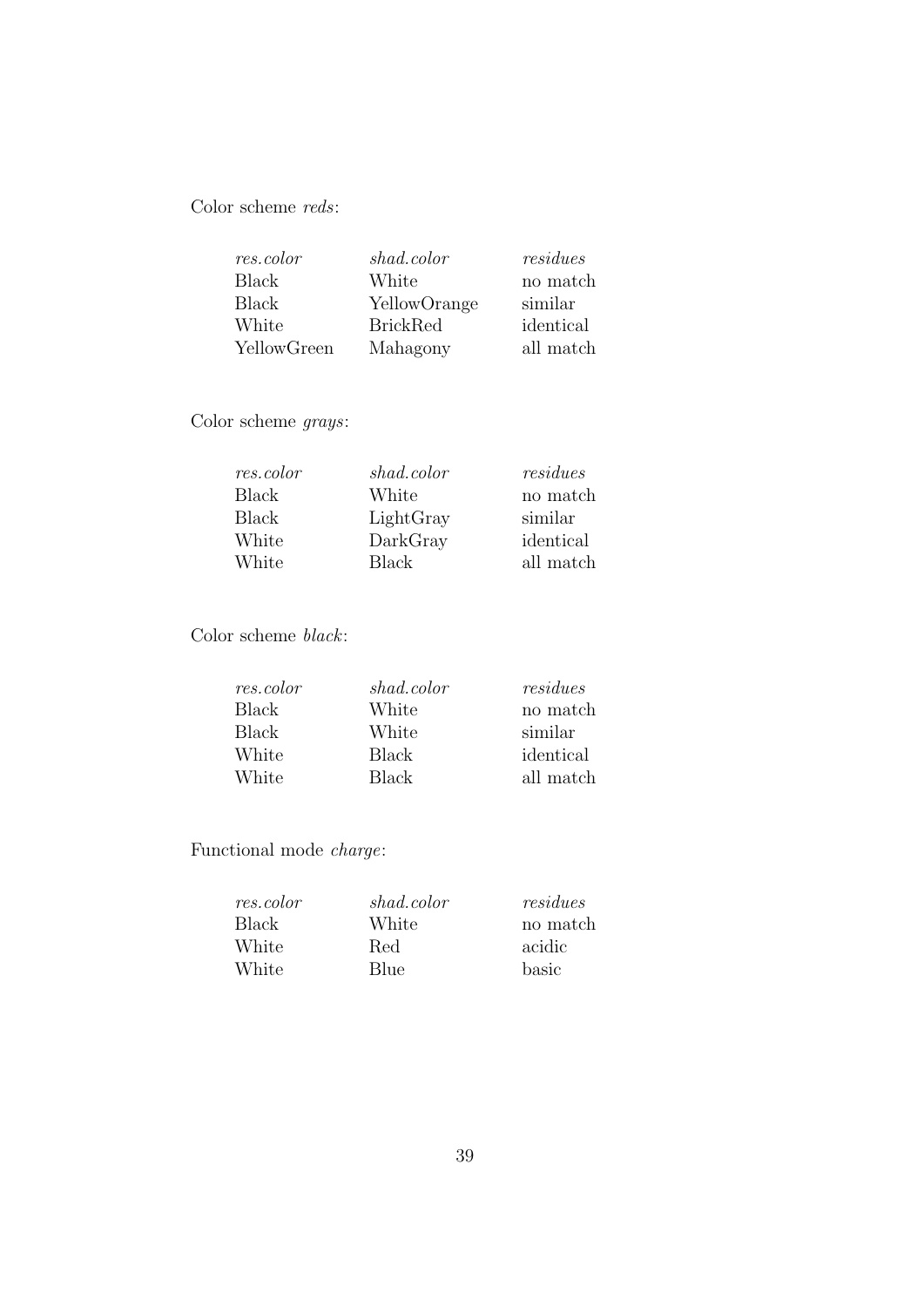Color scheme *reds*:

| *res.color* | *shad.color* | *residues* |
|---|---|---|
| Black | White | no match |
| Black | YellowOrange | similar |
| White | BrickRed | identical |
| YellowGreen | Mahagony | all match |

Color scheme *grays*:

| *res.color* | *shad.color* | *residues* |
|---|---|---|
| Black | White | no match |
| Black | LightGray | similar |
| White | DarkGray | identical |
| White | Black | all match |

Color scheme *black*:

| *res.color* | *shad.color* | *residues* |
|---|---|---|
| Black | White | no match |
| Black | White | similar |
| White | Black | identical |
| White | Black | all match |

Functional mode *charge*:

| *res.color* | *shad.color* | *residues* |
|---|---|---|
| Black | White | no match |
| White | Red | acidic |
| White | Blue | basic |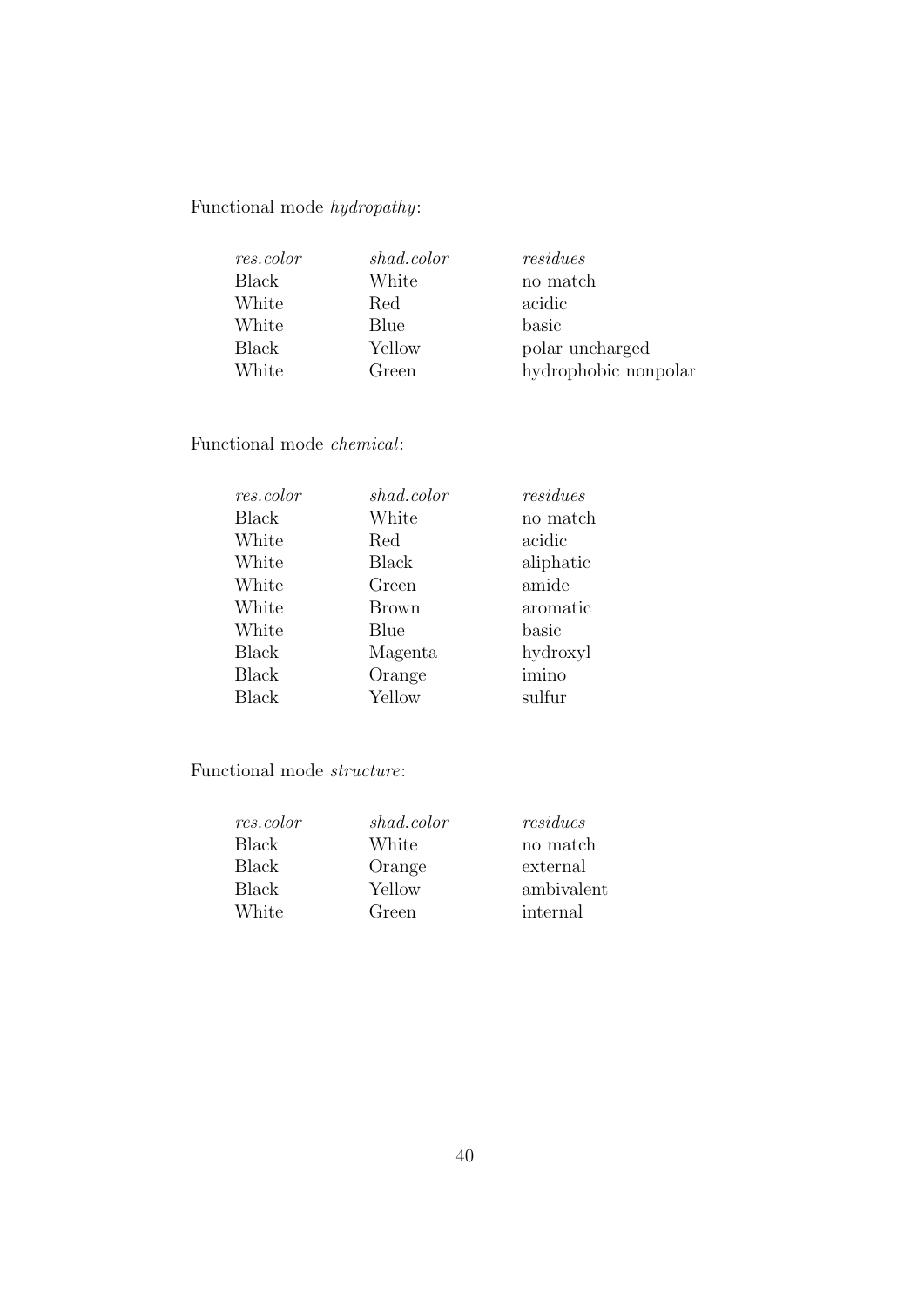Functional mode *hydropathy*:

| *res.color* | *shad.color* | *residues* |
|---|---|---|
| Black | White | no match |
| White | Red | acidic |
| White | Blue | basic |
| Black | Yellow | polar uncharged |
| White | Green | hydrophobic nonpolar |

Functional mode *chemical*:

| *res.color* | *shad.color* | *residues* |
|---|---|---|
| Black | White | no match |
| White | Red | acidic |
| White | Black | aliphatic |
| White | Green | amide |
| White | Brown | aromatic |
| White | Blue | basic |
| Black | Magenta | hydroxyl |
| Black | Orange | imino |
| Black | Yellow | sulfur |

Functional mode *structure*:

| *res.color* | *shad.color* | *residues* |
|---|---|---|
| Black | White | no match |
| Black | Orange | external |
| Black | Yellow | ambivalent |
| White | Green | internal |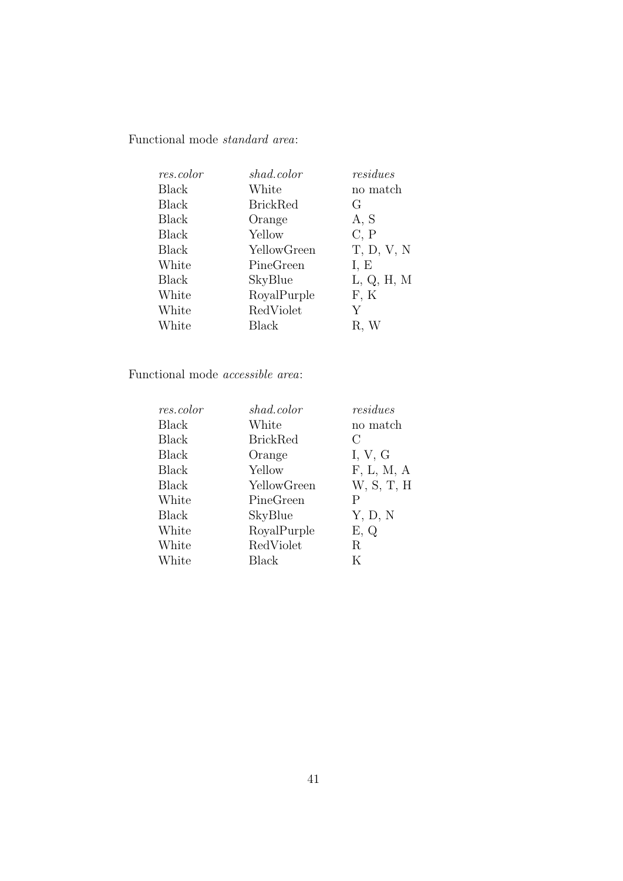Functional mode *standard area*:

| *res.color* | *shad.color* | *residues* |
|---|---|---|
| Black | White | no match |
| Black | BrickRed | G |
| Black | Orange | A, S |
| Black | Yellow | C, P |
| Black | YellowGreen | T, D, V, N |
| White | PineGreen | I, E |
| Black | SkyBlue | L, Q, H, M |
| White | RoyalPurple | F, K |
| White | RedViolet | Y |
| White | Black | R, W |

Functional mode *accessible area*:

| *res.color* | *shad.color* | *residues* |
|---|---|---|
| Black | White | no match |
| Black | BrickRed | C |
| Black | Orange | I, V, G |
| Black | Yellow | F, L, M, A |
| Black | YellowGreen | W, S, T, H |
| White | PineGreen | P |
| Black | SkyBlue | Y, D, N |
| White | RoyalPurple | E, Q |
| White | RedViolet | R |
| White | Black | K |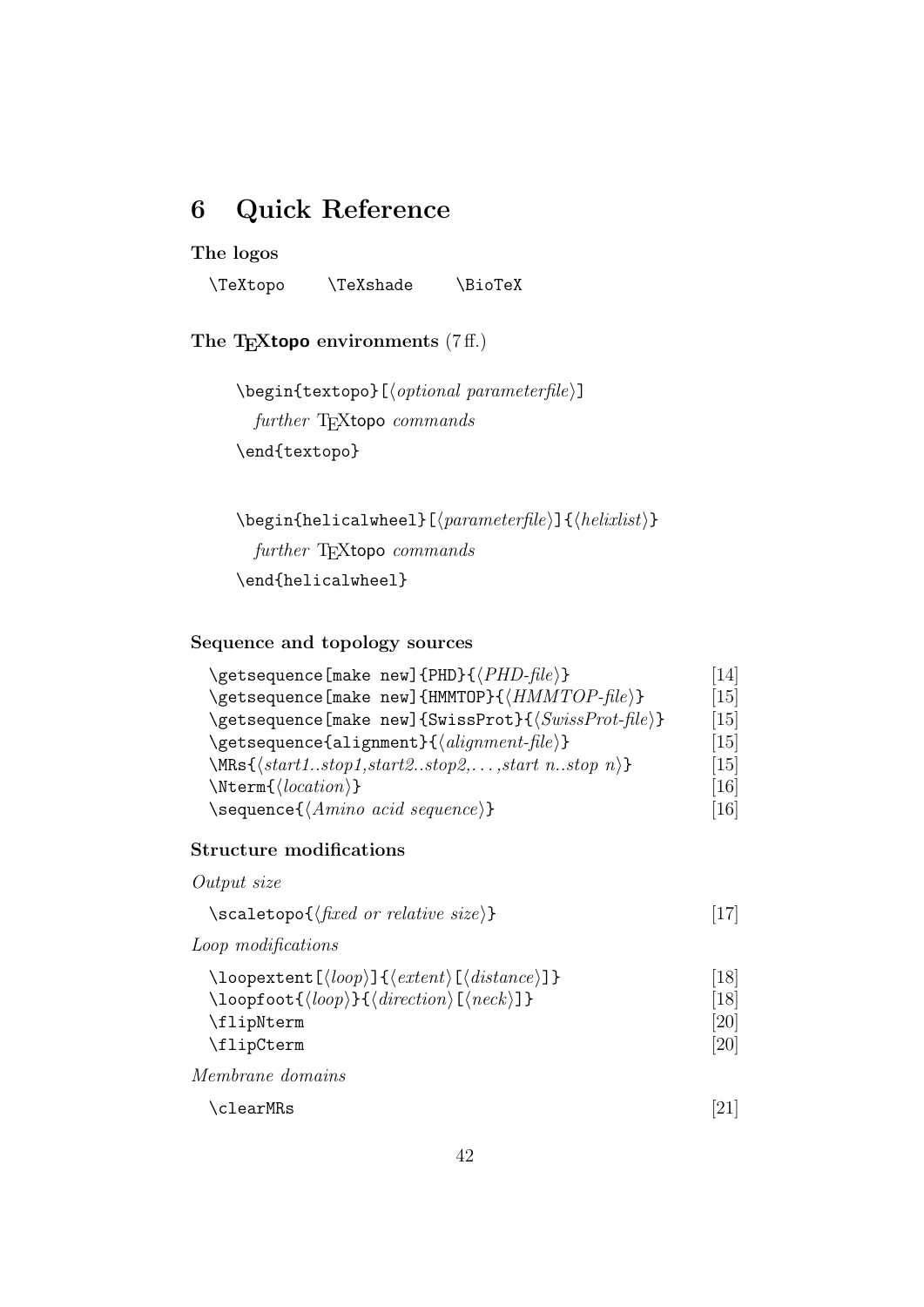## 6 Quick Reference

**The logos**

`\TeXtopo` `\TeXshade` `\BioTeX`

**The TEXtopo environments** (7 ff.)

```
\begin{textopo}[⟨optional parameterfile⟩]
  further TeXtopo commands
\end{textopo}
```

```
\begin{helicalwheel}[⟨parameterfile⟩]{⟨helixlist⟩}
  further TeXtopo commands
\end{helicalwheel}
```

**Sequence and topology sources**

| | |
|---|---|
| `\getsequence[make new]{PHD}{⟨PHD-file⟩}` | [14] |
| `\getsequence[make new]{HMMTOP}{⟨HMMTOP-file⟩}` | [15] |
| `\getsequence[make new]{SwissProt}{⟨SwissProt-file⟩}` | [15] |
| `\getsequence{alignment}{⟨alignment-file⟩}` | [15] |
| `\MRs{⟨start1..stop1,start2..stop2,...,start n..stop n⟩}` | [15] |
| `\Nterm{⟨location⟩}` | [16] |
| `\sequence{⟨Amino acid sequence⟩}` | [16] |

**Structure modifications**

*Output size*

| | |
|---|---|
| `\scaletopo{⟨fixed or relative size⟩}` | [17] |

*Loop modifications*

| | |
|---|---|
| `\loopextent[⟨loop⟩]{⟨extent⟩[⟨distance⟩]}` | [18] |
| `\loopfoot{⟨loop⟩}{⟨direction⟩[⟨neck⟩]}` | [18] |
| `\flipNterm` | [20] |
| `\flipCterm` | [20] |

*Membrane domains*

| | |
|---|---|
| `\clearMRs` | [21] |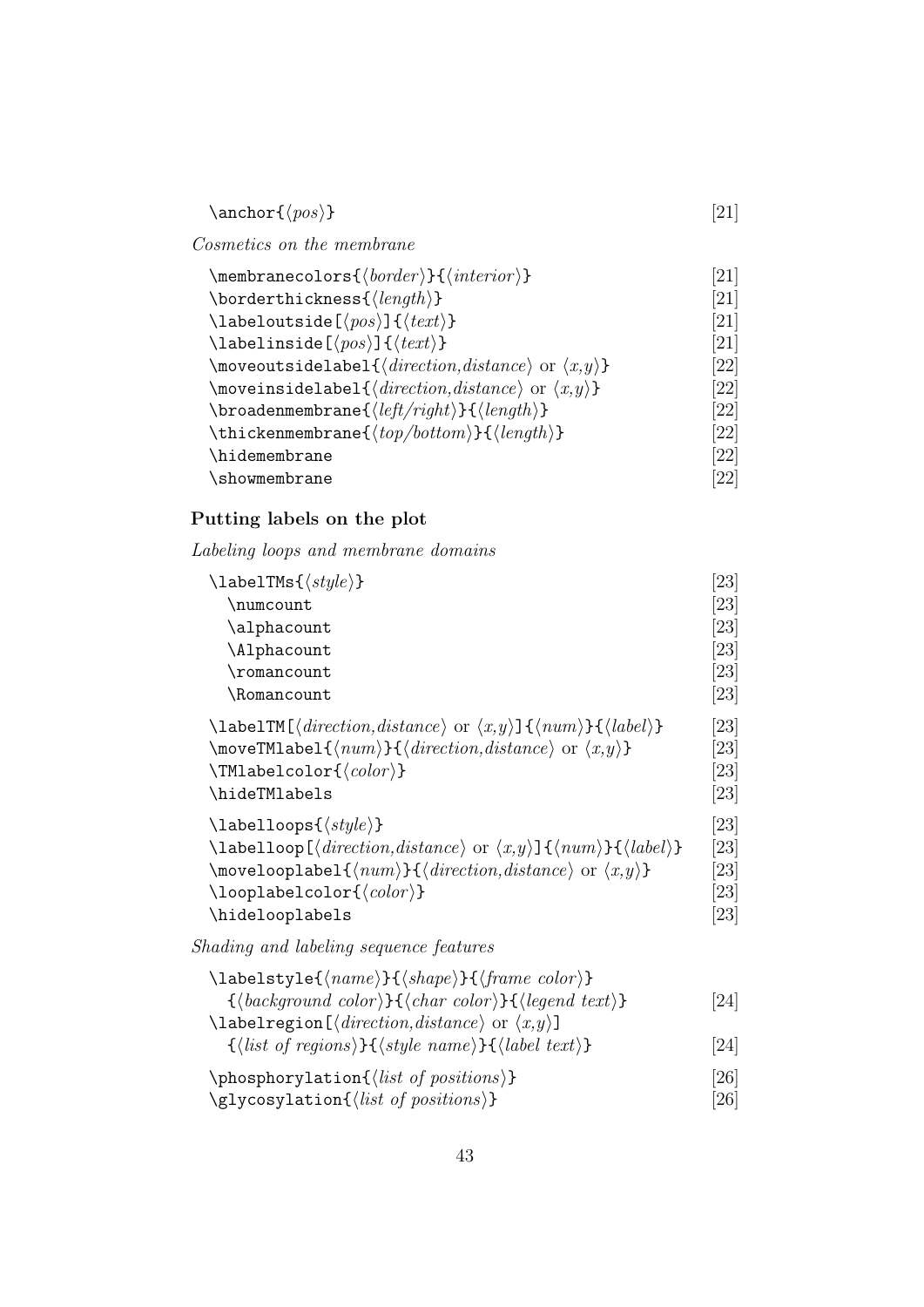\anchor{⟨*pos*⟩} [21]

*Cosmetics on the membrane*

\membranecolors{⟨*border*⟩}{⟨*interior*⟩} [21]
\borderthickness{⟨*length*⟩} [21]
\labeloutside[⟨*pos*⟩]{⟨*text*⟩} [21]
\labelinside[⟨*pos*⟩]{⟨*text*⟩} [21]
\moveoutsidelabel{⟨*direction,distance*⟩ or ⟨*x,y*⟩} [22]
\moveinsidelabel{⟨*direction,distance*⟩ or ⟨*x,y*⟩} [22]
\broadenmembrane{⟨*left/right*⟩}{⟨*length*⟩} [22]
\thickenmembrane{⟨*top/bottom*⟩}{⟨*length*⟩} [22]
\hidemembrane [22]
\showmembrane [22]

### Putting labels on the plot

*Labeling loops and membrane domains*

\labelTMs{⟨*style*⟩} [23]
  \numcount [23]
  \alphacount [23]
  \Alphacount [23]
  \romancount [23]
  \Romancount [23]

\labelTM[⟨*direction,distance*⟩ or ⟨*x,y*⟩]{⟨*num*⟩}{⟨*label*⟩} [23]
\moveTMlabel{⟨*num*⟩}{⟨*direction,distance*⟩ or ⟨*x,y*⟩} [23]
\TMlabelcolor{⟨*color*⟩} [23]
\hideTMlabels [23]

\labelloops{⟨*style*⟩} [23]
\labelloop[⟨*direction,distance*⟩ or ⟨*x,y*⟩]{⟨*num*⟩}{⟨*label*⟩} [23]
\movelooplabel{⟨*num*⟩}{⟨*direction,distance*⟩ or ⟨*x,y*⟩} [23]
\looplabelcolor{⟨*color*⟩} [23]
\hidelooplabels [23]

*Shading and labeling sequence features*

\labelstyle{⟨*name*⟩}{⟨*shape*⟩}{⟨*frame color*⟩}
  {⟨*background color*⟩}{⟨*char color*⟩}{⟨*legend text*⟩} [24]
\labelregion[⟨*direction,distance*⟩ or ⟨*x,y*⟩]
  {⟨*list of regions*⟩}{⟨*style name*⟩}{⟨*label text*⟩} [24]

\phosphorylation{⟨*list of positions*⟩} [26]
\glycosylation{⟨*list of positions*⟩} [26]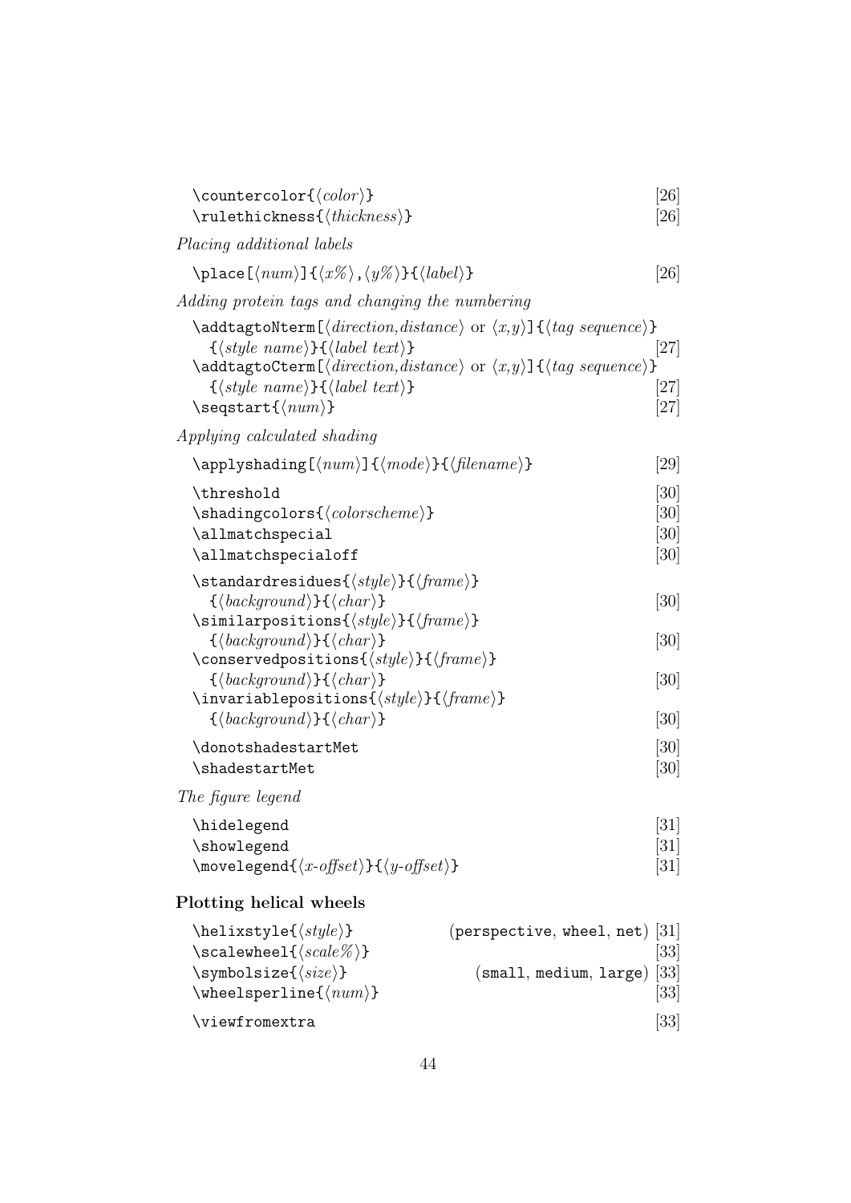`\countercolor{⟨color⟩}` [26]
`\rulethickness{⟨thickness⟩}` [26]

*Placing additional labels*

`\place[⟨num⟩]{⟨x%⟩,⟨y%⟩}{⟨label⟩}` [26]

*Adding protein tags and changing the numbering*

`\addtagtoNterm[⟨direction,distance⟩ or ⟨x,y⟩]{⟨tag sequence⟩}{⟨style name⟩}{⟨label text⟩}` [27]
`\addtagtoCterm[⟨direction,distance⟩ or ⟨x,y⟩]{⟨tag sequence⟩}{⟨style name⟩}{⟨label text⟩}` [27]
`\seqstart{⟨num⟩}` [27]

*Applying calculated shading*

`\applyshading[⟨num⟩]{⟨mode⟩}{⟨filename⟩}` [29]

`\threshold` [30]
`\shadingcolors{⟨colorscheme⟩}` [30]
`\allmatchspecial` [30]
`\allmatchspecialoff` [30]

`\standardresidues{⟨style⟩}{⟨frame⟩}{⟨background⟩}{⟨char⟩}` [30]
`\similarpositions{⟨style⟩}{⟨frame⟩}{⟨background⟩}{⟨char⟩}` [30]
`\conservedpositions{⟨style⟩}{⟨frame⟩}{⟨background⟩}{⟨char⟩}` [30]
`\invariablepositions{⟨style⟩}{⟨frame⟩}{⟨background⟩}{⟨char⟩}` [30]

`\donotshadestartMet` [30]
`\shadestartMet` [30]

*The figure legend*

`\hidelegend` [31]
`\showlegend` [31]
`\movelegend{⟨x-offset⟩}{⟨y-offset⟩}` [31]

**Plotting helical wheels**

`\helixstyle{⟨style⟩}` (`perspective`, `wheel`, `net`) [31]
`\scalewheel{⟨scale%⟩}` [33]
`\symbolsize{⟨size⟩}` (`small`, `medium`, `large`) [33]
`\wheelsperline{⟨num⟩}` [33]

`\viewfromextra` [33]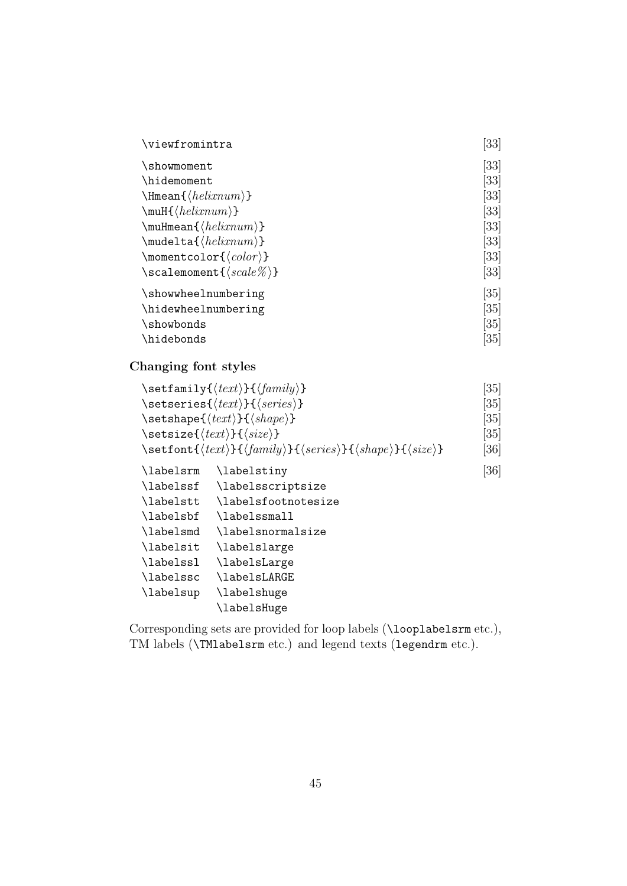| | |
|---|---|
| `\viewfromintra` | [33] |
| `\showmoment` | [33] |
| `\hidemoment` | [33] |
| `\Hmean{`⟨*helixnum*⟩`}` | [33] |
| `\muH{`⟨*helixnum*⟩`}` | [33] |
| `\muHmean{`⟨*helixnum*⟩`}` | [33] |
| `\mudelta{`⟨*helixnum*⟩`}` | [33] |
| `\momentcolor{`⟨*color*⟩`}` | [33] |
| `\scalemoment{`⟨*scale%*⟩`}` | [33] |
| `\showwheelnumbering` | [35] |
| `\hidewheelnumbering` | [35] |
| `\showbonds` | [35] |
| `\hidebonds` | [35] |

### Changing font styles

| | |
|---|---|
| `\setfamily{`⟨*text*⟩`}{`⟨*family*⟩`}` | [35] |
| `\setseries{`⟨*text*⟩`}{`⟨*series*⟩`}` | [35] |
| `\setshape{`⟨*text*⟩`}{`⟨*shape*⟩`}` | [35] |
| `\setsize{`⟨*text*⟩`}{`⟨*size*⟩`}` | [35] |
| `\setfont{`⟨*text*⟩`}{`⟨*family*⟩`}{`⟨*series*⟩`}{`⟨*shape*⟩`}{`⟨*size*⟩`}` | [36] |

| | | |
|---|---|---|
| `\labelsrm` | `\labelstiny` | [36] |
| `\labelssf` | `\labelsscriptsize` | |
| `\labelstt` | `\labelsfootnotesize` | |
| `\labelsbf` | `\labelssmall` | |
| `\labelsmd` | `\labelsnormalsize` | |
| `\labelsit` | `\labelslarge` | |
| `\labelssl` | `\labelsLarge` | |
| `\labelssc` | `\labelsLARGE` | |
| `\labelsup` | `\labelshuge` | |
| | `\labelsHuge` | |

Corresponding sets are provided for loop labels (`\looplabelsrm` etc.), TM labels (`\TMlabelsrm` etc.) and legend texts (`legendrm` etc.).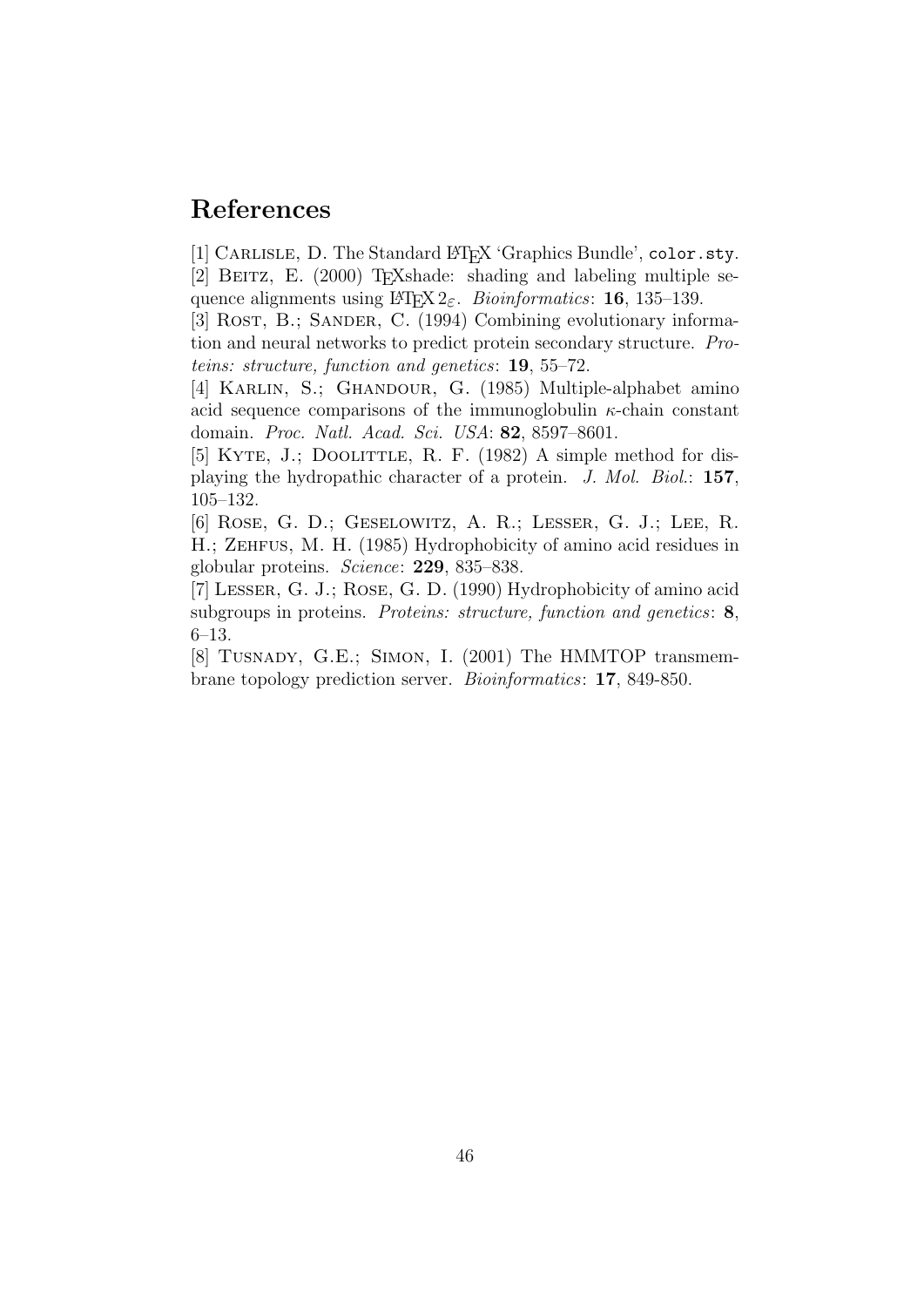# References

[1] Carlisle, D. The Standard LaTeX 'Graphics Bundle', `color.sty`.

[2] Beitz, E. (2000) TeXshade: shading and labeling multiple sequence alignments using LaTeX $2_\varepsilon$. *Bioinformatics*: **16**, 135–139.

[3] Rost, B.; Sander, C. (1994) Combining evolutionary information and neural networks to predict protein secondary structure. *Proteins: structure, function and genetics*: **19**, 55–72.

[4] Karlin, S.; Ghandour, G. (1985) Multiple-alphabet amino acid sequence comparisons of the immunoglobulin $\kappa$-chain constant domain. *Proc. Natl. Acad. Sci. USA*: **82**, 8597–8601.

[5] Kyte, J.; Doolittle, R. F. (1982) A simple method for displaying the hydropathic character of a protein. *J. Mol. Biol.*: **157**, 105–132.

[6] Rose, G. D.; Geselowitz, A. R.; Lesser, G. J.; Lee, R. H.; Zehfus, M. H. (1985) Hydrophobicity of amino acid residues in globular proteins. *Science*: **229**, 835–838.

[7] Lesser, G. J.; Rose, G. D. (1990) Hydrophobicity of amino acid subgroups in proteins. *Proteins: structure, function and genetics*: **8**, 6–13.

[8] Tusnady, G.E.; Simon, I. (2001) The HMMTOP transmembrane topology prediction server. *Bioinformatics*: **17**, 849-850.